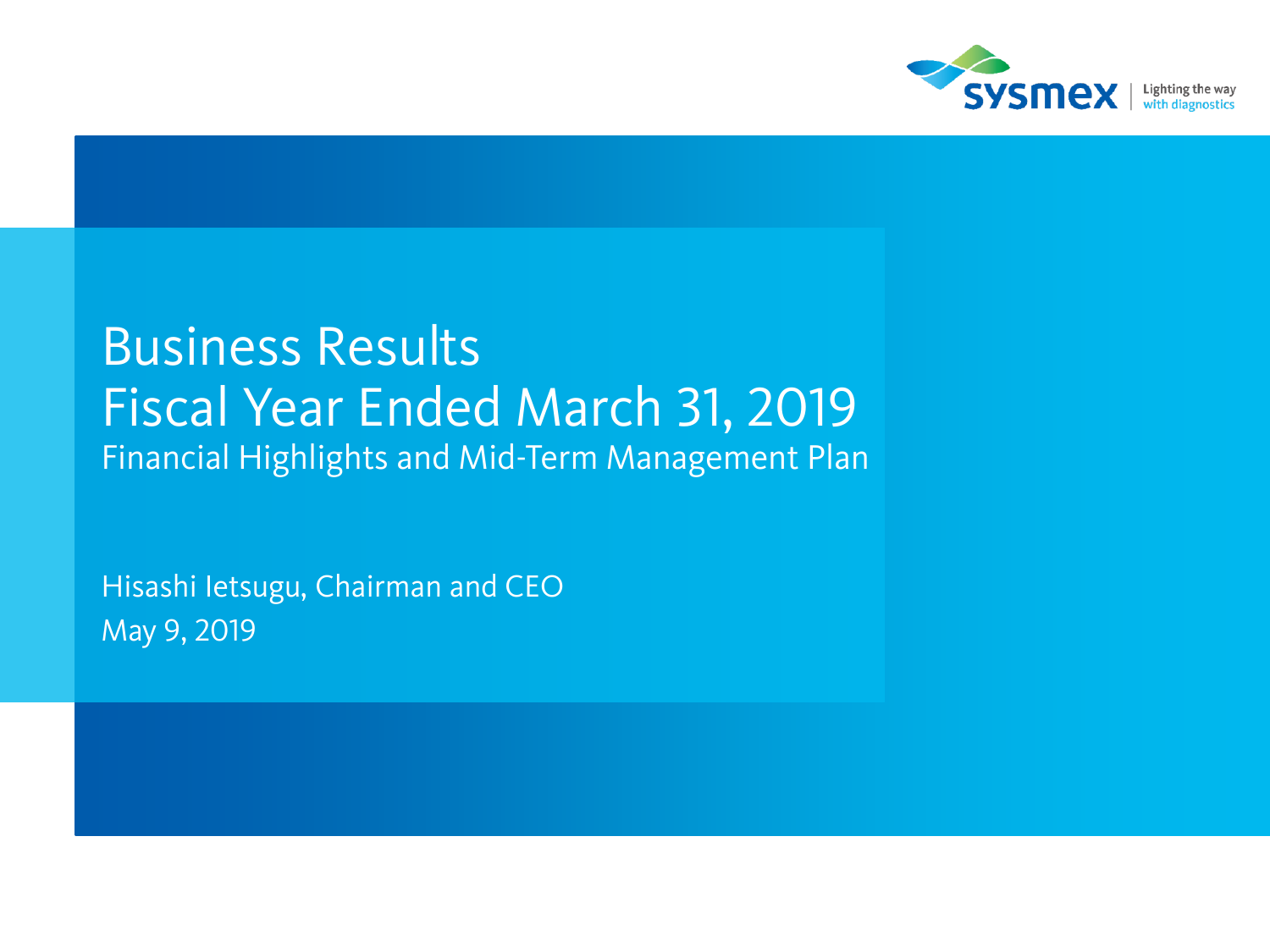sysmex | Lighting the way with diagnostics

# Business Results
# Fiscal Year Ended March 31, 2019

## Financial Highlights and Mid-Term Management Plan

Hisashi Ietsugu, Chairman and CEO

May 9, 2019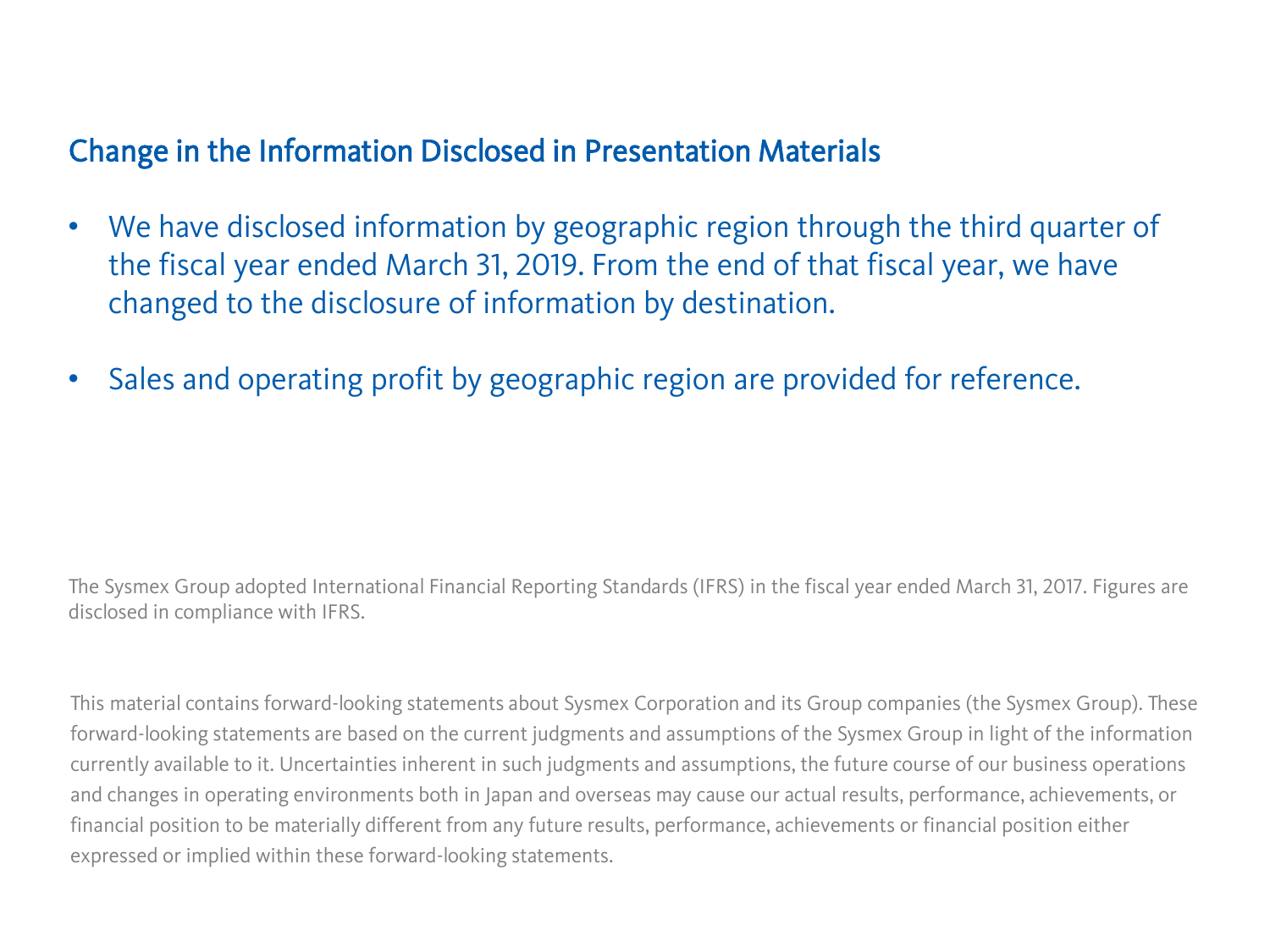## Change in the Information Disclosed in Presentation Materials

- We have disclosed information by geographic region through the third quarter of the fiscal year ended March 31, 2019. From the end of that fiscal year, we have changed to the disclosure of information by destination.
- Sales and operating profit by geographic region are provided for reference.

The Sysmex Group adopted International Financial Reporting Standards (IFRS) in the fiscal year ended March 31, 2017. Figures are disclosed in compliance with IFRS.

This material contains forward-looking statements about Sysmex Corporation and its Group companies (the Sysmex Group). These forward-looking statements are based on the current judgments and assumptions of the Sysmex Group in light of the information currently available to it. Uncertainties inherent in such judgments and assumptions, the future course of our business operations and changes in operating environments both in Japan and overseas may cause our actual results, performance, achievements, or financial position to be materially different from any future results, performance, achievements or financial position either expressed or implied within these forward-looking statements.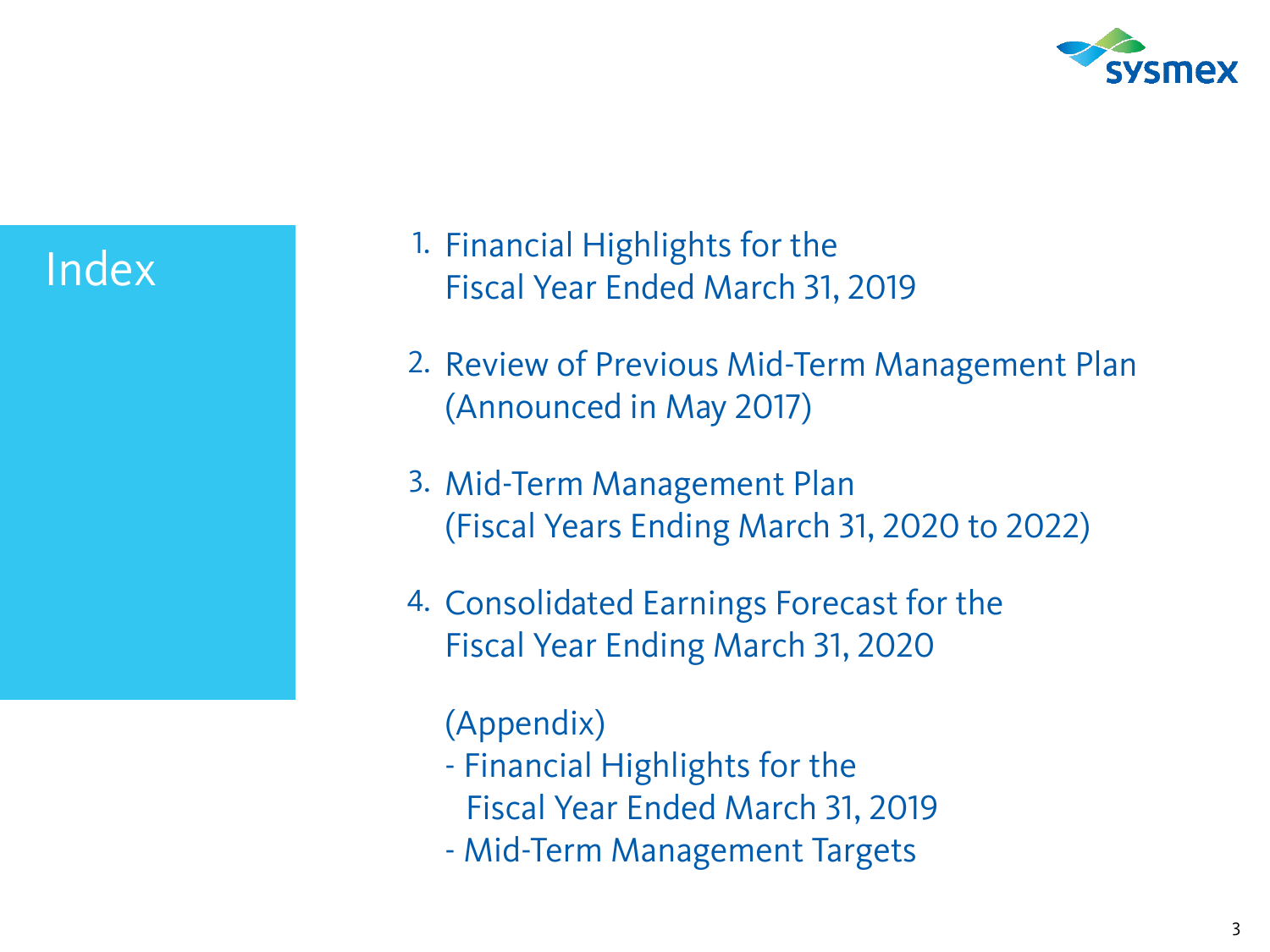# Index

1. Financial Highlights for the Fiscal Year Ended March 31, 2019

2. Review of Previous Mid-Term Management Plan (Announced in May 2017)

3. Mid-Term Management Plan (Fiscal Years Ending March 31, 2020 to 2022)

4. Consolidated Earnings Forecast for the Fiscal Year Ending March 31, 2020

(Appendix)

- Financial Highlights for the Fiscal Year Ended March 31, 2019
- Mid-Term Management Targets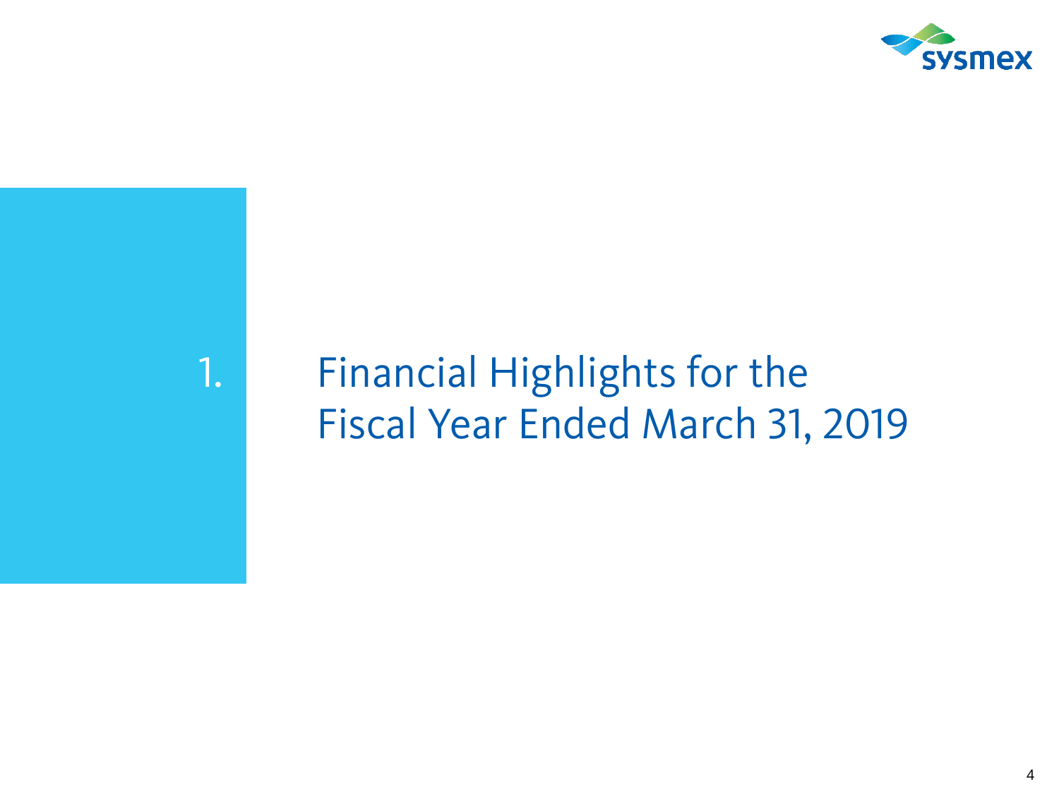# 1. Financial Highlights for the Fiscal Year Ended March 31, 2019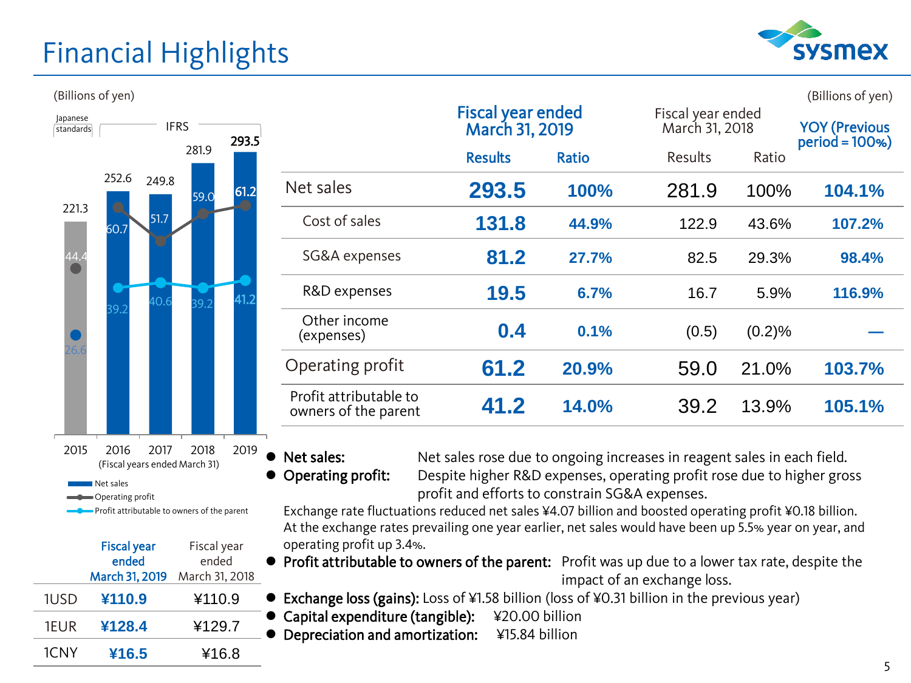# Financial Highlights

(Billions of yen)

| | Japanese standards | IFRS | | | |
|---|---|---|---|---|---|
| Fiscal years ended March 31 | 2015 | 2016 | 2017 | 2018 | 2019 |
| Net sales | 221.3 | 252.6 | 249.8 | 281.9 | 293.5 |
| Operating profit | 44.4 | 60.7 | 51.7 | 59.0 | 61.2 |
| Profit attributable to owners of the parent | 26.6 | 39.2 | 40.6 | 39.2 | 41.2 |

| | Fiscal year ended March 31, 2019 | Fiscal year ended March 31, 2018 |
|---|---|---|
| 1USD | ¥110.9 | ¥110.9 |
| 1EUR | ¥128.4 | ¥129.7 |
| 1CNY | ¥16.5 | ¥16.8 |

(Billions of yen)

| | Fiscal year ended March 31, 2019 | | Fiscal year ended March 31, 2018 | | YOY (Previous period = 100%) |
|---|---|---|---|---|---|
| | Results | Ratio | Results | Ratio | |
| Net sales | 293.5 | 100% | 281.9 | 100% | 104.1% |
| Cost of sales | 131.8 | 44.9% | 122.9 | 43.6% | 107.2% |
| SG&A expenses | 81.2 | 27.7% | 82.5 | 29.3% | 98.4% |
| R&D expenses | 19.5 | 6.7% | 16.7 | 5.9% | 116.9% |
| Other income (expenses) | 0.4 | 0.1% | (0.5) | (0.2)% | — |
| Operating profit | 61.2 | 20.9% | 59.0 | 21.0% | 103.7% |
| Profit attributable to owners of the parent | 41.2 | 14.0% | 39.2 | 13.9% | 105.1% |

- **Net sales:** Net sales rose due to ongoing increases in reagent sales in each field.
- **Operating profit:** Despite higher R&D expenses, operating profit rose due to higher gross profit and efforts to constrain SG&A expenses.

  Exchange rate fluctuations reduced net sales ¥4.07 billion and boosted operating profit ¥0.18 billion. At the exchange rates prevailing one year earlier, net sales would have been up 5.5% year on year, and operating profit up 3.4%.
- **Profit attributable to owners of the parent:** Profit was up due to a lower tax rate, despite the impact of an exchange loss.
- **Exchange loss (gains):** Loss of ¥1.58 billion (loss of ¥0.31 billion in the previous year)
- **Capital expenditure (tangible):** ¥20.00 billion
- **Depreciation and amortization:** ¥15.84 billion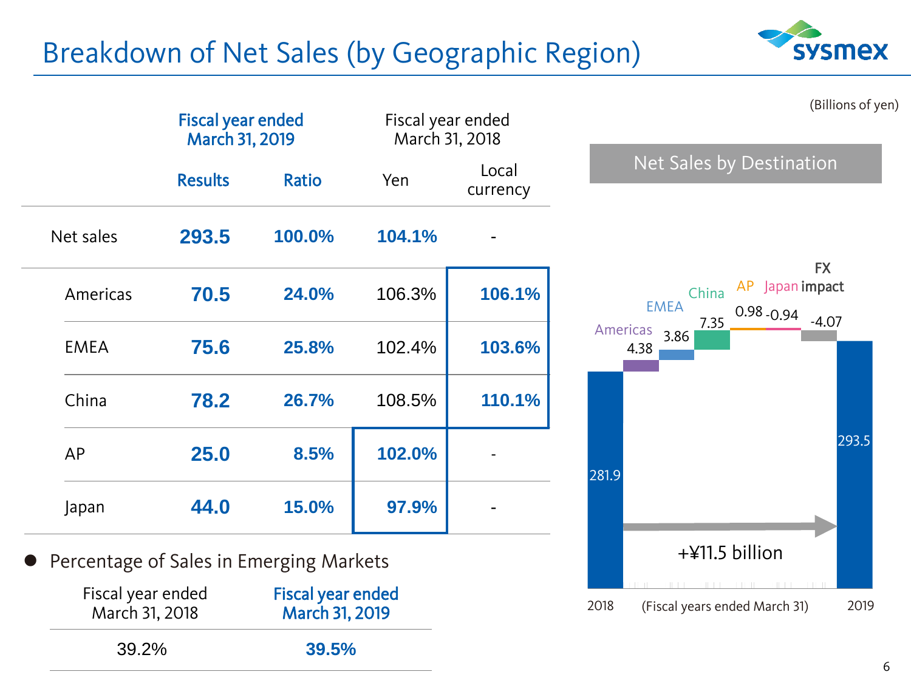# Breakdown of Net Sales (by Geographic Region)

(Billions of yen)

| | Fiscal year ended March 31, 2019 | | Fiscal year ended March 31, 2018 | |
|---|---|---|---|---|
| | Results | Ratio | Yen | Local currency |
| Net sales | **293.5** | **100.0%** | **104.1%** | - |
| Americas | **70.5** | **24.0%** | 106.3% | **106.1%** |
| EMEA | **75.6** | **25.8%** | 102.4% | **103.6%** |
| China | **78.2** | **26.7%** | 108.5% | **110.1%** |
| AP | **25.0** | **8.5%** | **102.0%** | - |
| Japan | **44.0** | **15.0%** | **97.9%** | - |

- Percentage of Sales in Emerging Markets

| Fiscal year ended March 31, 2018 | Fiscal year ended March 31, 2019 |
|---|---|
| 39.2% | **39.5%** |

## Net Sales by Destination

| 2018 | Americas | EMEA | China | AP | Japan | FX impact | 2019 |
|---|---|---|---|---|---|---|---|
| 281.9 | 4.38 | 3.86 | 7.35 | 0.98 | -0.94 | -4.07 | 293.5 |

+¥11.5 billion

(Fiscal years ended March 31)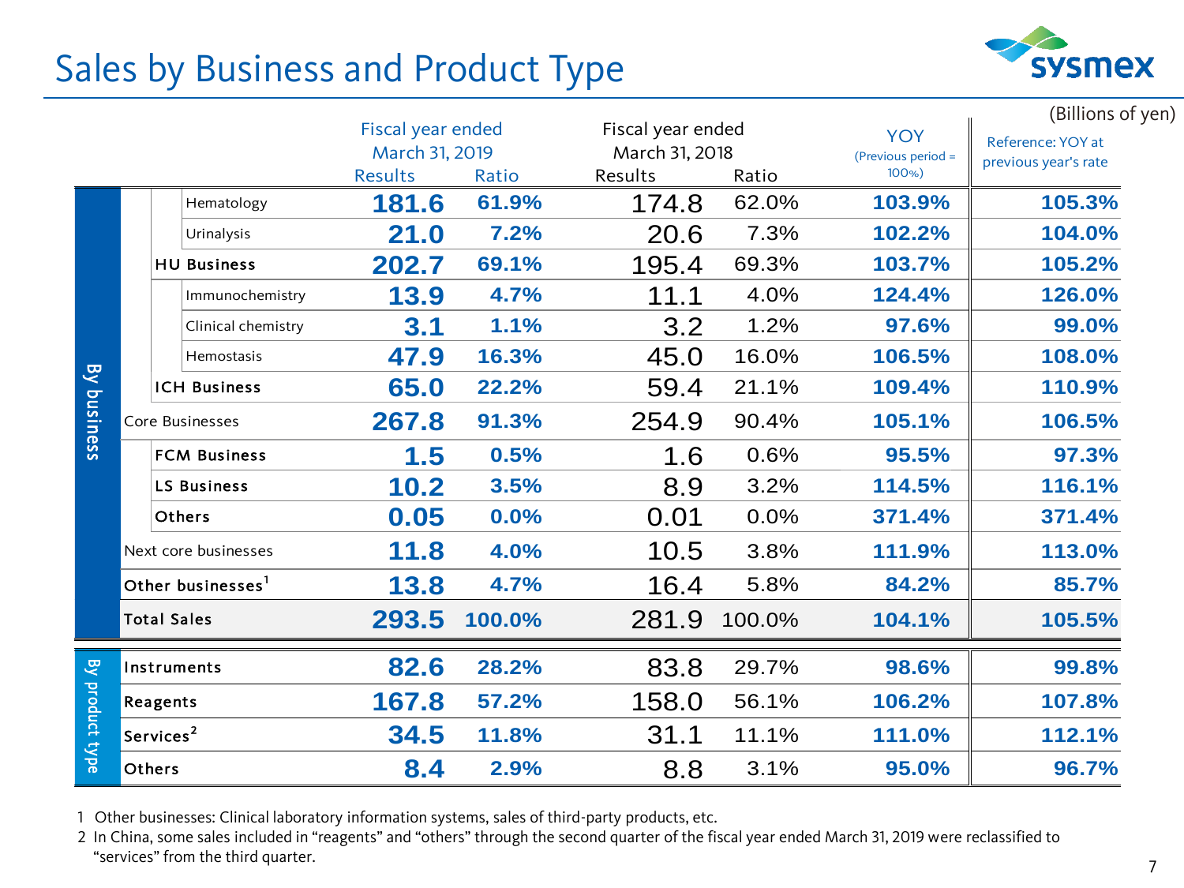# Sales by Business and Product Type

(Billions of yen)

| | | | Fiscal year ended March 31, 2019 | | Fiscal year ended March 31, 2018 | | YOY (Previous period = 100%) | Reference: YOY at previous year's rate |
|---|---|---|---|---|---|---|---|---|
| | | | Results | Ratio | Results | Ratio | | |
| By business | | Hematology | 181.6 | 61.9% | 174.8 | 62.0% | 103.9% | 105.3% |
| | | Urinalysis | 21.0 | 7.2% | 20.6 | 7.3% | 102.2% | 104.0% |
| | HU Business | | 202.7 | 69.1% | 195.4 | 69.3% | 103.7% | 105.2% |
| | | Immunochemistry | 13.9 | 4.7% | 11.1 | 4.0% | 124.4% | 126.0% |
| | | Clinical chemistry | 3.1 | 1.1% | 3.2 | 1.2% | 97.6% | 99.0% |
| | | Hemostasis | 47.9 | 16.3% | 45.0 | 16.0% | 106.5% | 108.0% |
| | ICH Business | | 65.0 | 22.2% | 59.4 | 21.1% | 109.4% | 110.9% |
| | Core Businesses | | 267.8 | 91.3% | 254.9 | 90.4% | 105.1% | 106.5% |
| | FCM Business | | 1.5 | 0.5% | 1.6 | 0.6% | 95.5% | 97.3% |
| | LS Business | | 10.2 | 3.5% | 8.9 | 3.2% | 114.5% | 116.1% |
| | Others | | 0.05 | 0.0% | 0.01 | 0.0% | 371.4% | 371.4% |
| | Next core businesses | | 11.8 | 4.0% | 10.5 | 3.8% | 111.9% | 113.0% |
| | Other businesses[1] | | 13.8 | 4.7% | 16.4 | 5.8% | 84.2% | 85.7% |
| | Total Sales | | 293.5 | 100.0% | 281.9 | 100.0% | 104.1% | 105.5% |
| By product type | Instruments | | 82.6 | 28.2% | 83.8 | 29.7% | 98.6% | 99.8% |
| | Reagents | | 167.8 | 57.2% | 158.0 | 56.1% | 106.2% | 107.8% |
| | Services[2] | | 34.5 | 11.8% | 31.1 | 11.1% | 111.0% | 112.1% |
| | Others | | 8.4 | 2.9% | 8.8 | 3.1% | 95.0% | 96.7% |

1 Other businesses: Clinical laboratory information systems, sales of third-party products, etc.

2 In China, some sales included in "reagents" and "others" through the second quarter of the fiscal year ended March 31, 2019 were reclassified to "services" from the third quarter.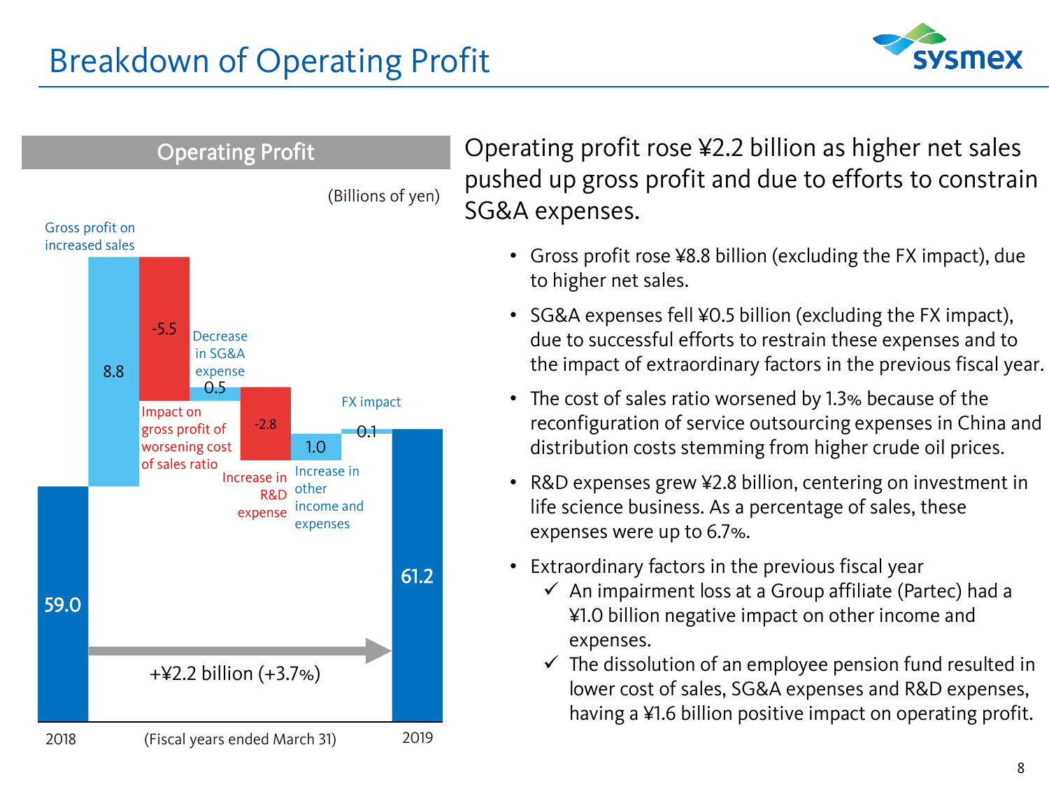# Breakdown of Operating Profit

## Operating Profit

(Billions of yen)

| Item | Value |
|---|---|
| 2018 | 59.0 |
| Gross profit on increased sales | 8.8 |
| Impact on gross profit of worsening cost of sales ratio | -5.5 |
| Decrease in SG&A expense | 0.5 |
| Increase in R&D expense | -2.8 |
| Increase in other income and expenses | 1.0 |
| FX impact | 0.1 |
| 2019 | 61.2 |

+¥2.2 billion (+3.7%)

(Fiscal years ended March 31)

Operating profit rose ¥2.2 billion as higher net sales pushed up gross profit and due to efforts to constrain SG&A expenses.

- Gross profit rose ¥8.8 billion (excluding the FX impact), due to higher net sales.
- SG&A expenses fell ¥0.5 billion (excluding the FX impact), due to successful efforts to restrain these expenses and to the impact of extraordinary factors in the previous fiscal year.
- The cost of sales ratio worsened by 1.3% because of the reconfiguration of service outsourcing expenses in China and distribution costs stemming from higher crude oil prices.
- R&D expenses grew ¥2.8 billion, centering on investment in life science business. As a percentage of sales, these expenses were up to 6.7%.
- Extraordinary factors in the previous fiscal year
  - ✓ An impairment loss at a Group affiliate (Partec) had a ¥1.0 billion negative impact on other income and expenses.
  - ✓ The dissolution of an employee pension fund resulted in lower cost of sales, SG&A expenses and R&D expenses, having a ¥1.6 billion positive impact on operating profit.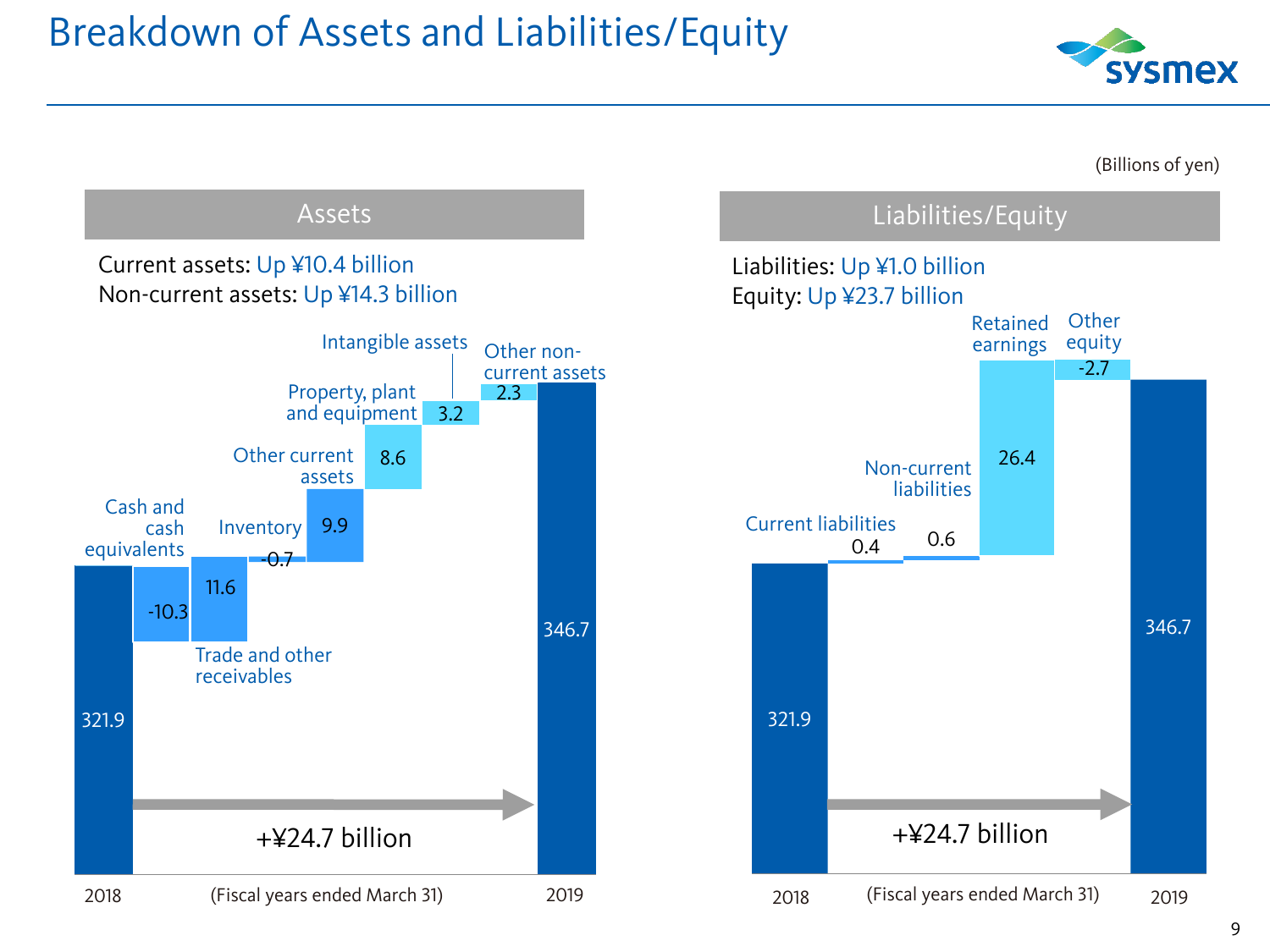# Breakdown of Assets and Liabilities/Equity

(Billions of yen)

## Assets

Current assets: Up ¥10.4 billion
Non-current assets: Up ¥14.3 billion

| Item | Amount |
| --- | --- |
| 2018 | 321.9 |
| Cash and cash equivalents | -10.3 |
| Trade and other receivables | 11.6 |
| Inventory | -0.7 |
| Other current assets | 9.9 |
| Property, plant and equipment | 8.6 |
| Intangible assets | 3.2 |
| Other non-current assets | 2.3 |
| 2019 | 346.7 |

+¥24.7 billion

(Fiscal years ended March 31)

## Liabilities/Equity

Liabilities: Up ¥1.0 billion
Equity: Up ¥23.7 billion

| Item | Amount |
| --- | --- |
| 2018 | 321.9 |
| Current liabilities | 0.4 |
| Non-current liabilities | 0.6 |
| Retained earnings | 26.4 |
| Other equity | -2.7 |
| 2019 | 346.7 |

+¥24.7 billion

(Fiscal years ended March 31)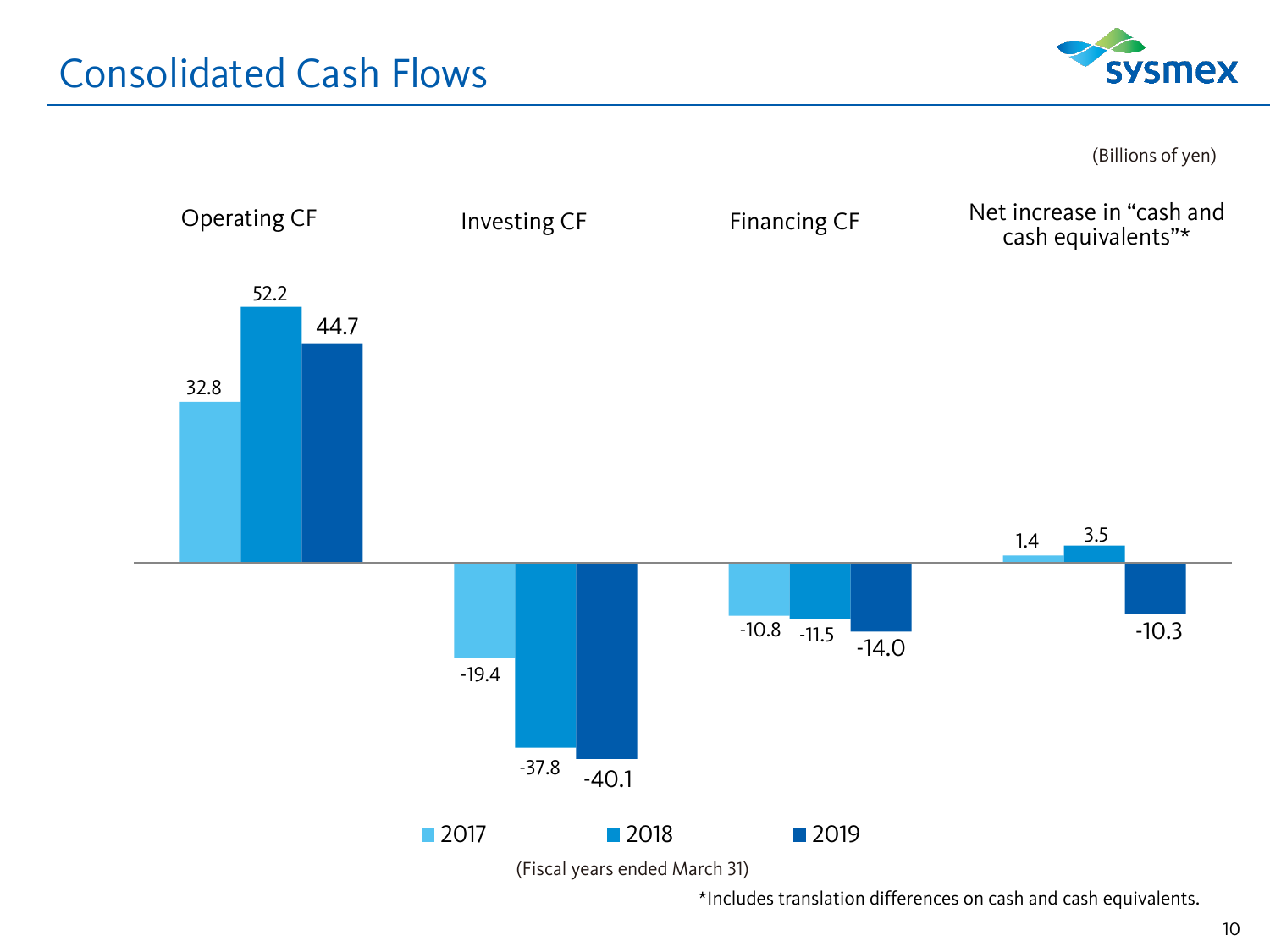# Consolidated Cash Flows

(Billions of yen)

| | 2017 | 2018 | 2019 |
|---|---|---|---|
| Operating CF | 32.8 | 52.2 | 44.7 |
| Investing CF | -19.4 | -37.8 | -40.1 |
| Financing CF | -10.8 | -11.5 | -14.0 |
| Net increase in "cash and cash equivalents"* | 1.4 | 3.5 | -10.3 |

(Fiscal years ended March 31)

*Includes translation differences on cash and cash equivalents.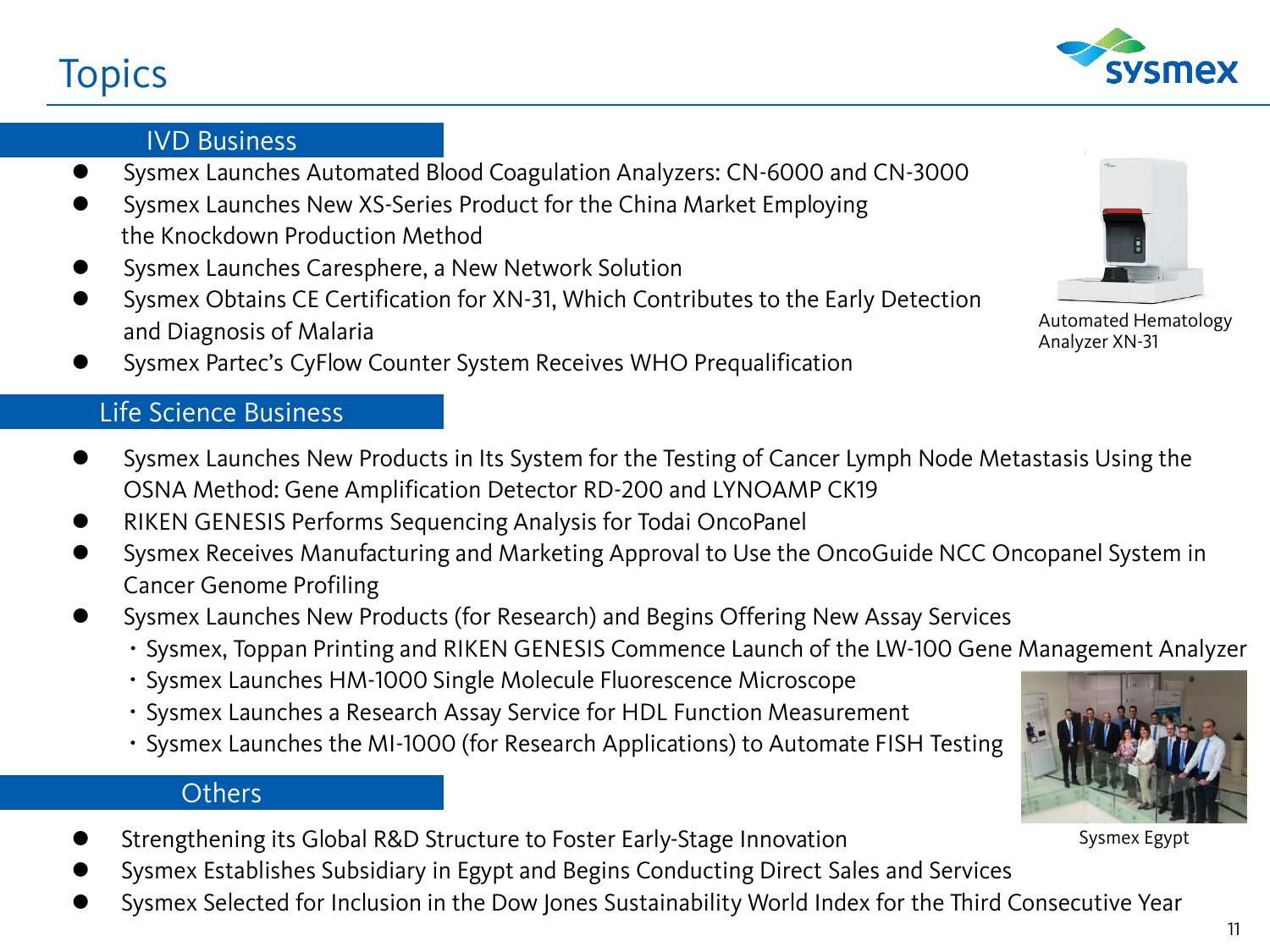# Topics

## IVD Business

- Sysmex Launches Automated Blood Coagulation Analyzers: CN-6000 and CN-3000
- Sysmex Launches New XS-Series Product for the China Market Employing the Knockdown Production Method
- Sysmex Launches Caresphere, a New Network Solution
- Sysmex Obtains CE Certification for XN-31, Which Contributes to the Early Detection and Diagnosis of Malaria
- Sysmex Partec's CyFlow Counter System Receives WHO Prequalification

Automated Hematology Analyzer XN-31

## Life Science Business

- Sysmex Launches New Products in Its System for the Testing of Cancer Lymph Node Metastasis Using the OSNA Method: Gene Amplification Detector RD-200 and LYNOAMP CK19
- RIKEN GENESIS Performs Sequencing Analysis for Todai OncoPanel
- Sysmex Receives Manufacturing and Marketing Approval to Use the OncoGuide NCC Oncopanel System in Cancer Genome Profiling
- Sysmex Launches New Products (for Research) and Begins Offering New Assay Services
  - Sysmex, Toppan Printing and RIKEN GENESIS Commence Launch of the LW-100 Gene Management Analyzer
  - Sysmex Launches HM-1000 Single Molecule Fluorescence Microscope
  - Sysmex Launches a Research Assay Service for HDL Function Measurement
  - Sysmex Launches the MI-1000 (for Research Applications) to Automate FISH Testing

## Others

- Strengthening its Global R&D Structure to Foster Early-Stage Innovation
- Sysmex Establishes Subsidiary in Egypt and Begins Conducting Direct Sales and Services
- Sysmex Selected for Inclusion in the Dow Jones Sustainability World Index for the Third Consecutive Year

Sysmex Egypt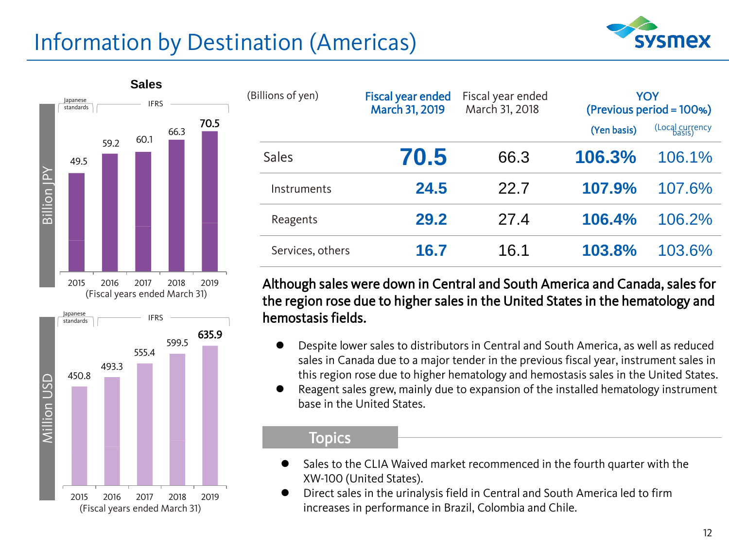# Information by Destination (Americas)

**Sales**

| Billion JPY | 2015 | 2016 | 2017 | 2018 | 2019 |
|---|---|---|---|---|---|
| Sales | 49.5 | 59.2 | 60.1 | 66.3 | 70.5 |

Japanese standards (2015) / IFRS (2016–2019)

(Fiscal years ended March 31)

| Million USD | 2015 | 2016 | 2017 | 2018 | 2019 |
|---|---|---|---|---|---|
| Sales | 450.8 | 493.3 | 555.4 | 599.5 | 635.9 |

Japanese standards (2015) / IFRS (2016–2019)

(Fiscal years ended March 31)

| (Billions of yen) | Fiscal year ended March 31, 2019 | Fiscal year ended March 31, 2018 | YOY (Previous period = 100%) | |
|---|---|---|---|---|
| | | | (Yen basis) | (Local currency basis) |
| Sales | **70.5** | 66.3 | **106.3%** | 106.1% |
| Instruments | **24.5** | 22.7 | **107.9%** | 107.6% |
| Reagents | **29.2** | 27.4 | **106.4%** | 106.2% |
| Services, others | **16.7** | 16.1 | **103.8%** | 103.6% |

**Although sales were down in Central and South America and Canada, sales for the region rose due to higher sales in the United States in the hematology and hemostasis fields.**

- Despite lower sales to distributors in Central and South America, as well as reduced sales in Canada due to a major tender in the previous fiscal year, instrument sales in this region rose due to higher hematology and hemostasis sales in the United States.
- Reagent sales grew, mainly due to expansion of the installed hematology instrument base in the United States.

## Topics

- Sales to the CLIA Waived market recommenced in the fourth quarter with the XW-100 (United States).
- Direct sales in the urinalysis field in Central and South America led to firm increases in performance in Brazil, Colombia and Chile.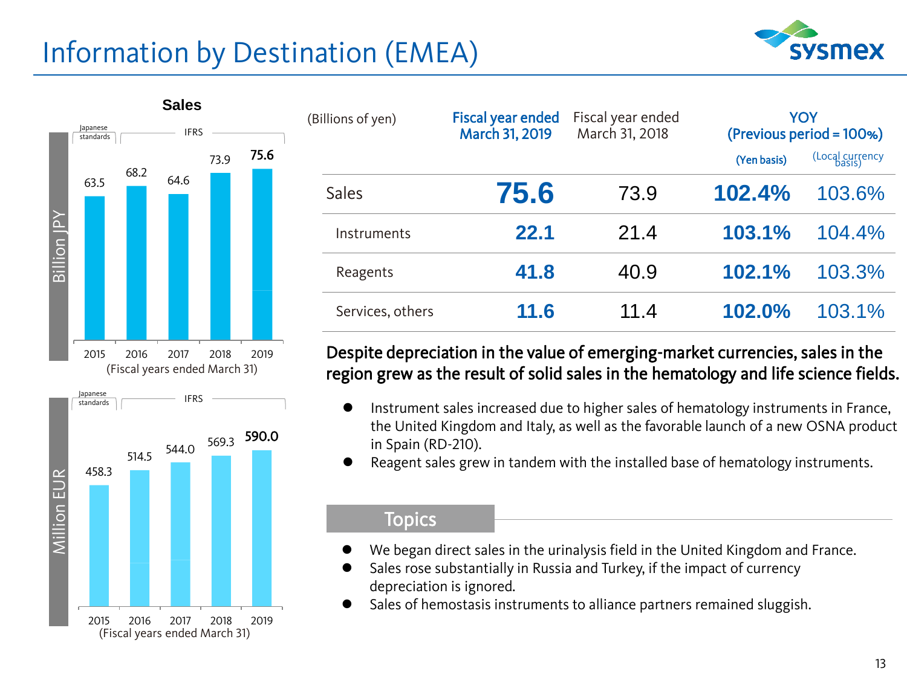# Information by Destination (EMEA)

**Sales**

| Fiscal years ended March 31 | 2015 | 2016 | 2017 | 2018 | 2019 |
|---|---|---|---|---|---|
| Accounting standard | Japanese standards | IFRS | IFRS | IFRS | IFRS |
| Billion JPY | 63.5 | 68.2 | 64.6 | 73.9 | 75.6 |
| Million EUR | 458.3 | 514.5 | 544.0 | 569.3 | 590.0 |

| (Billions of yen) | Fiscal year ended March 31, 2019 | Fiscal year ended March 31, 2018 | YOY (Previous period = 100%) (Yen basis) | YOY (Previous period = 100%) (Local currency basis) |
|---|---|---|---|---|
| Sales | **75.6** | 73.9 | **102.4%** | 103.6% |
| Instruments | **22.1** | 21.4 | **103.1%** | 104.4% |
| Reagents | **41.8** | 40.9 | **102.1%** | 103.3% |
| Services, others | **11.6** | 11.4 | **102.0%** | 103.1% |

**Despite depreciation in the value of emerging-market currencies, sales in the region grew as the result of solid sales in the hematology and life science fields.**

- Instrument sales increased due to higher sales of hematology instruments in France, the United Kingdom and Italy, as well as the favorable launch of a new OSNA product in Spain (RD-210).
- Reagent sales grew in tandem with the installed base of hematology instruments.

## Topics

- We began direct sales in the urinalysis field in the United Kingdom and France.
- Sales rose substantially in Russia and Turkey, if the impact of currency depreciation is ignored.
- Sales of hemostasis instruments to alliance partners remained sluggish.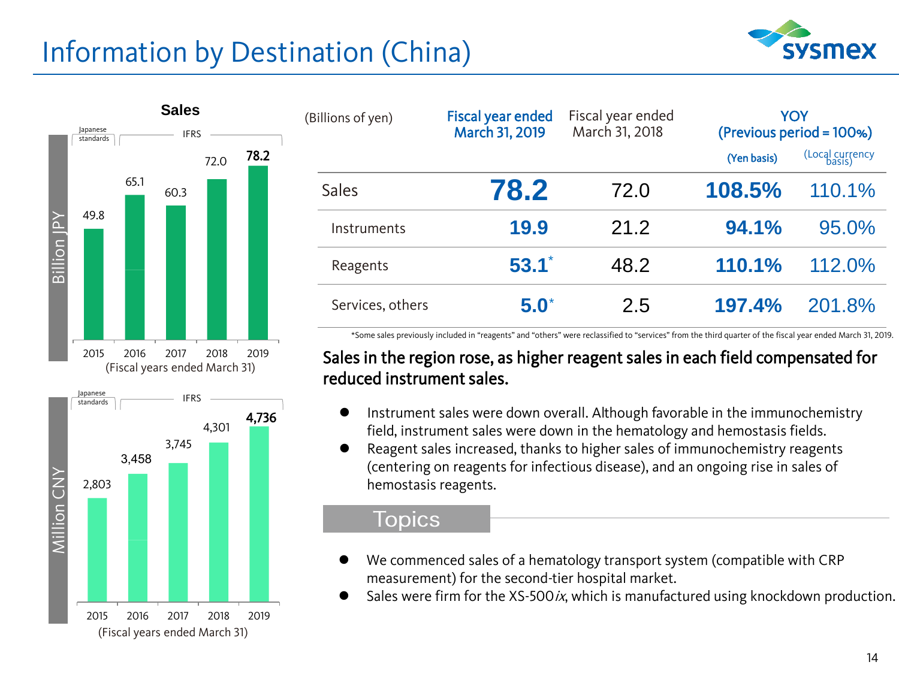# Information by Destination (China)

**Sales**

| Fiscal years ended March 31 | 2015 (Japanese standards) | 2016 (IFRS) | 2017 (IFRS) | 2018 (IFRS) | 2019 (IFRS) |
|---|---|---|---|---|---|
| Billion JPY | 49.8 | 65.1 | 60.3 | 72.0 | **78.2** |
| Million CNY | 2,803 | 3,458 | 3,745 | 4,301 | **4,736** |

| (Billions of yen) | Fiscal year ended March 31, 2019 | Fiscal year ended March 31, 2018 | YOY (Previous period = 100%) | |
|---|---|---|---|---|
| | | | (Yen basis) | (Local currency basis) |
| Sales | **78.2** | 72.0 | **108.5%** | 110.1% |
| Instruments | **19.9** | 21.2 | **94.1%** | 95.0% |
| Reagents | **53.1*** | 48.2 | **110.1%** | 112.0% |
| Services, others | **5.0*** | 2.5 | **197.4%** | 201.8% |

*Some sales previously included in "reagents" and "others" were reclassified to "services" from the third quarter of the fiscal year ended March 31, 2019.

**Sales in the region rose, as higher reagent sales in each field compensated for reduced instrument sales.**

- Instrument sales were down overall. Although favorable in the immunochemistry field, instrument sales were down in the hematology and hemostasis fields.
- Reagent sales increased, thanks to higher sales of immunochemistry reagents (centering on reagents for infectious disease), and an ongoing rise in sales of hemostasis reagents.

## Topics

- We commenced sales of a hematology transport system (compatible with CRP measurement) for the second-tier hospital market.
- Sales were firm for the XS-500*ix*, which is manufactured using knockdown production.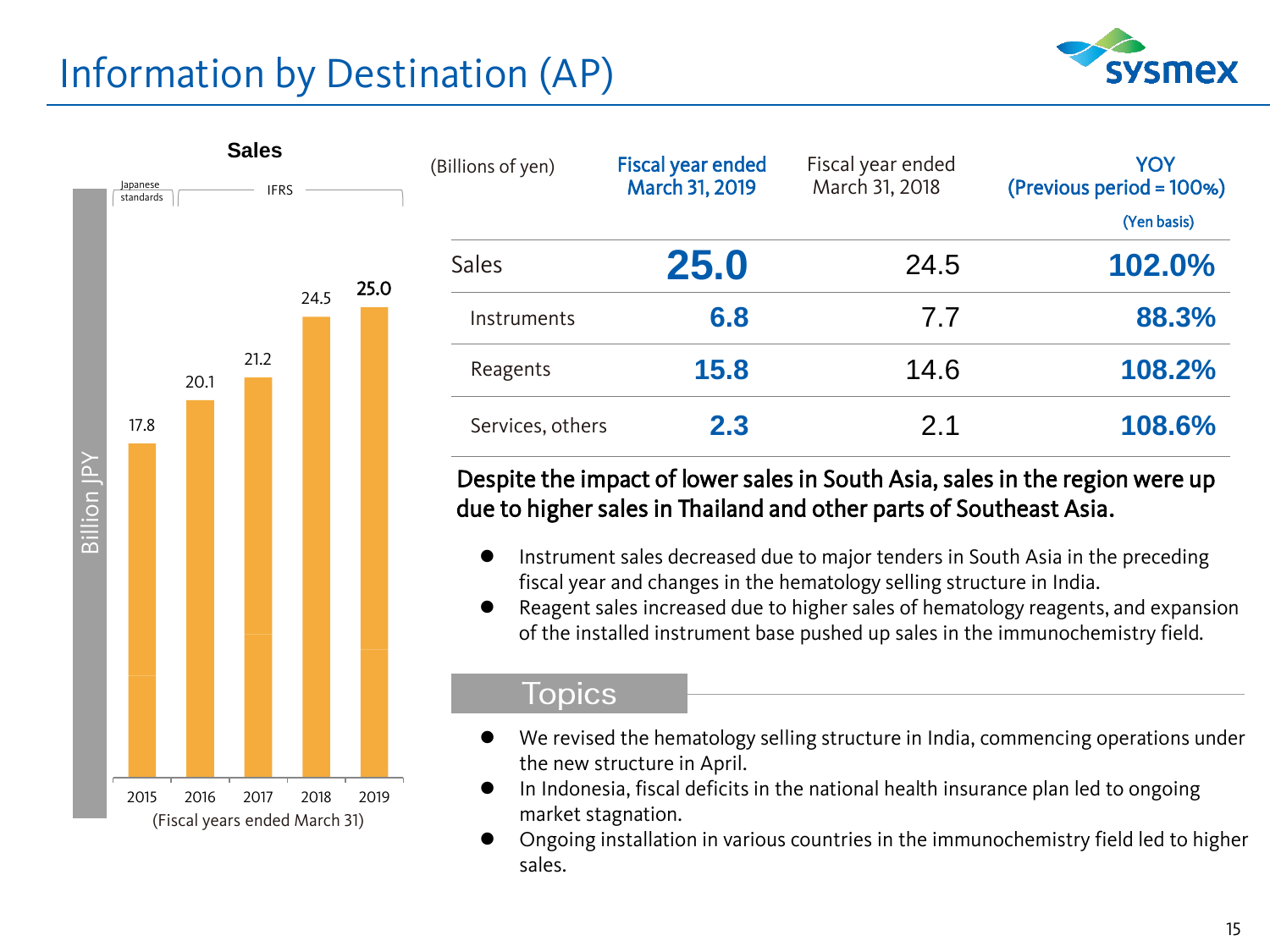# Information by Destination (AP)

**Sales**

| Fiscal years ended March 31 | 2015 | 2016 | 2017 | 2018 | 2019 |
|---|---|---|---|---|---|
| Standard | Japanese standards | IFRS | IFRS | IFRS | IFRS |
| Sales (Billion JPY) | 17.8 | 20.1 | 21.2 | 24.5 | 25.0 |

| (Billions of yen) | Fiscal year ended March 31, 2019 | Fiscal year ended March 31, 2018 | YOY (Previous period = 100%) (Yen basis) |
|---|---|---|---|
| Sales | **25.0** | 24.5 | **102.0%** |
| Instruments | **6.8** | 7.7 | **88.3%** |
| Reagents | **15.8** | 14.6 | **108.2%** |
| Services, others | **2.3** | 2.1 | **108.6%** |

**Despite the impact of lower sales in South Asia, sales in the region were up due to higher sales in Thailand and other parts of Southeast Asia.**

- Instrument sales decreased due to major tenders in South Asia in the preceding fiscal year and changes in the hematology selling structure in India.
- Reagent sales increased due to higher sales of hematology reagents, and expansion of the installed instrument base pushed up sales in the immunochemistry field.

## Topics

- We revised the hematology selling structure in India, commencing operations under the new structure in April.
- In Indonesia, fiscal deficits in the national health insurance plan led to ongoing market stagnation.
- Ongoing installation in various countries in the immunochemistry field led to higher sales.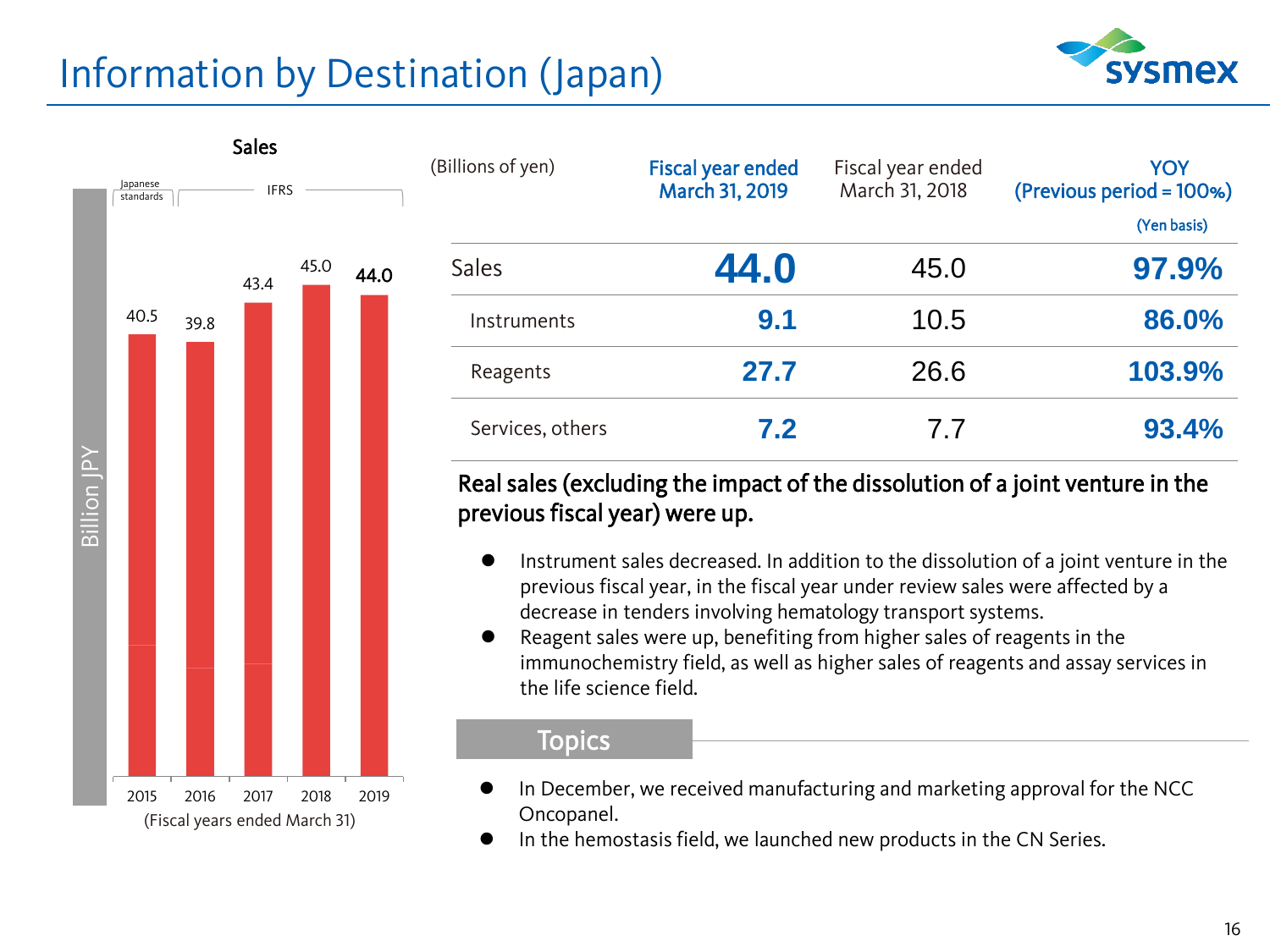# Information by Destination (Japan)

**Sales**

(Billion JPY; Japanese standards: 2015; IFRS: 2016–2019)

| Fiscal years ended March 31 | 2015 | 2016 | 2017 | 2018 | 2019 |
|---|---|---|---|---|---|
| Sales | 40.5 | 39.8 | 43.4 | 45.0 | 44.0 |

| (Billions of yen) | Fiscal year ended March 31, 2019 | Fiscal year ended March 31, 2018 | YOY (Previous period = 100%) (Yen basis) |
|---|---|---|---|
| Sales | **44.0** | 45.0 | **97.9%** |
| Instruments | **9.1** | 10.5 | **86.0%** |
| Reagents | **27.7** | 26.6 | **103.9%** |
| Services, others | **7.2** | 7.7 | **93.4%** |

**Real sales (excluding the impact of the dissolution of a joint venture in the previous fiscal year) were up.**

- Instrument sales decreased. In addition to the dissolution of a joint venture in the previous fiscal year, in the fiscal year under review sales were affected by a decrease in tenders involving hematology transport systems.
- Reagent sales were up, benefiting from higher sales of reagents in the immunochemistry field, as well as higher sales of reagents and assay services in the life science field.

## Topics

- In December, we received manufacturing and marketing approval for the NCC Oncopanel.
- In the hemostasis field, we launched new products in the CN Series.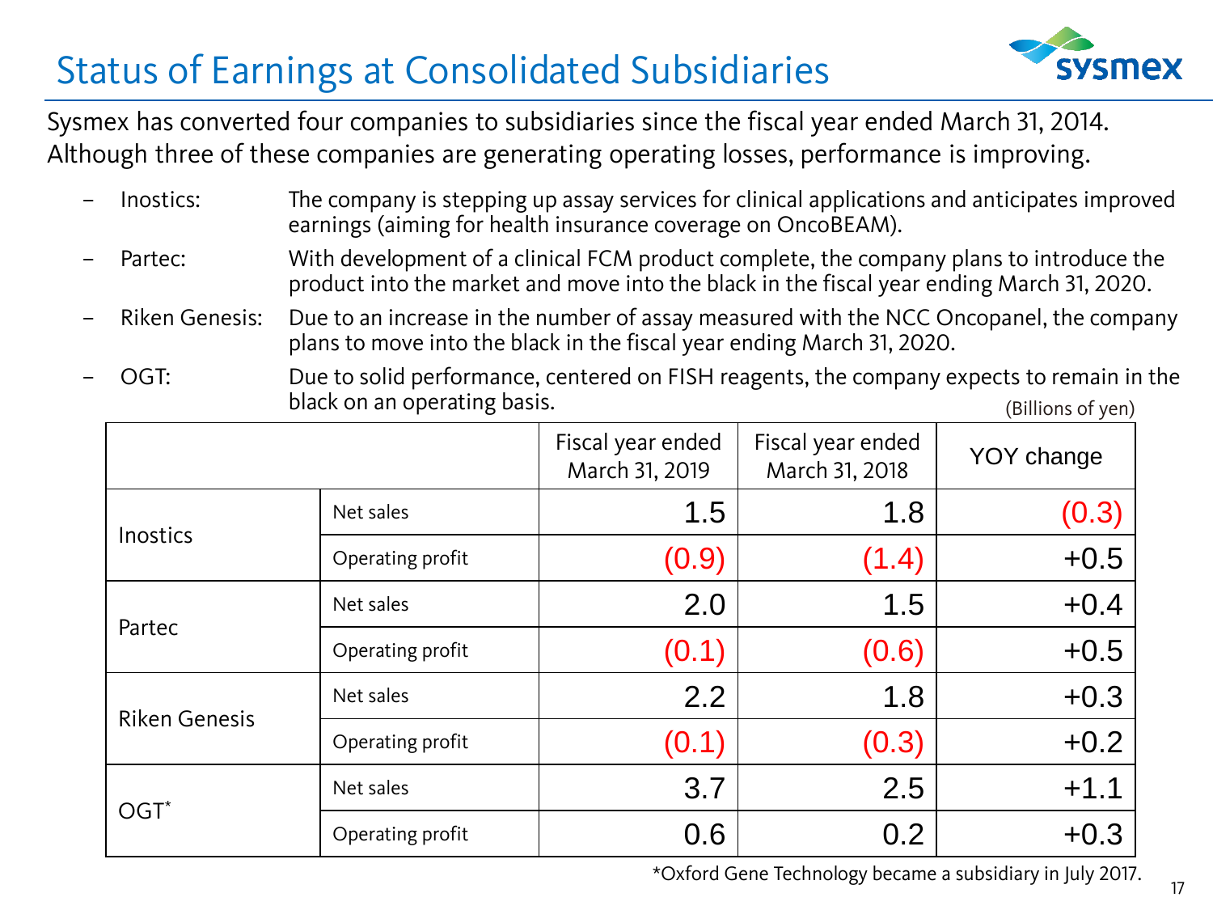# Status of Earnings at Consolidated Subsidiaries

Sysmex has converted four companies to subsidiaries since the fiscal year ended March 31, 2014. Although three of these companies are generating operating losses, performance is improving.

- Inostics: The company is stepping up assay services for clinical applications and anticipates improved earnings (aiming for health insurance coverage on OncoBEAM).
- Partec: With development of a clinical FCM product complete, the company plans to introduce the product into the market and move into the black in the fiscal year ending March 31, 2020.
- Riken Genesis: Due to an increase in the number of assay measured with the NCC Oncopanel, the company plans to move into the black in the fiscal year ending March 31, 2020.
- OGT: Due to solid performance, centered on FISH reagents, the company expects to remain in the black on an operating basis.

(Billions of yen)

| | | Fiscal year ended March 31, 2019 | Fiscal year ended March 31, 2018 | YOY change |
|---|---|---|---|---|
| Inostics | Net sales | 1.5 | 1.8 | (0.3) |
| | Operating profit | (0.9) | (1.4) | +0.5 |
| Partec | Net sales | 2.0 | 1.5 | +0.4 |
| | Operating profit | (0.1) | (0.6) | +0.5 |
| Riken Genesis | Net sales | 2.2 | 1.8 | +0.3 |
| | Operating profit | (0.1) | (0.3) | +0.2 |
| OGT* | Net sales | 3.7 | 2.5 | +1.1 |
| | Operating profit | 0.6 | 0.2 | +0.3 |

*Oxford Gene Technology became a subsidiary in July 2017.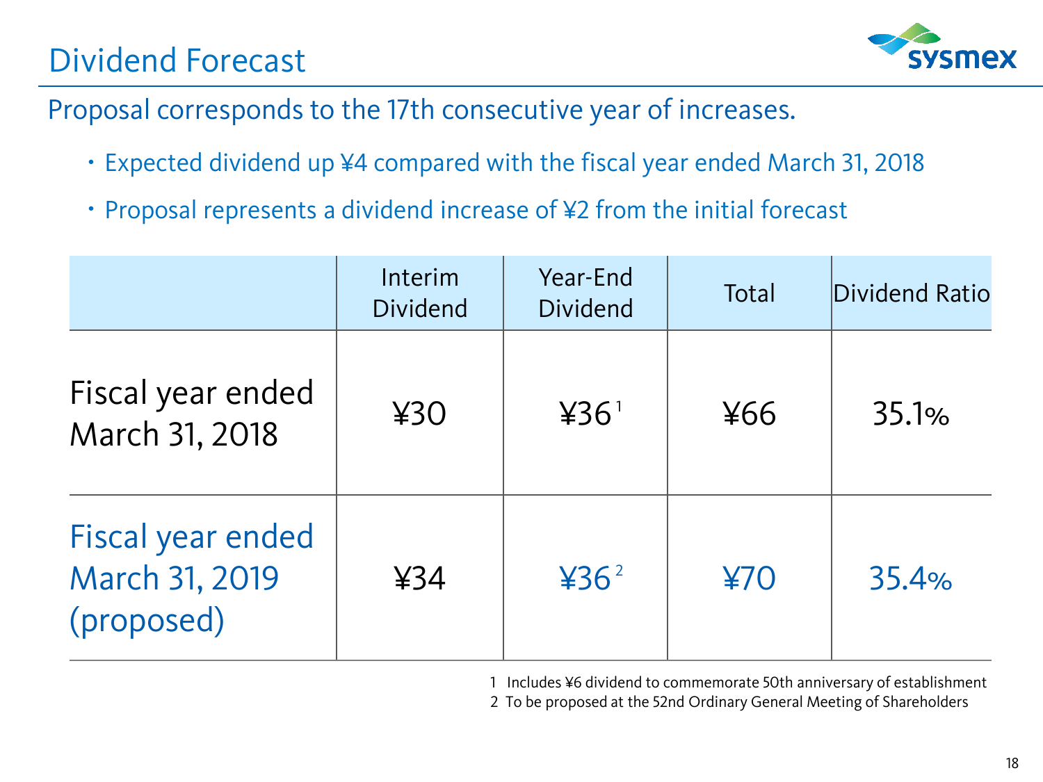# Dividend Forecast

## Proposal corresponds to the 17th consecutive year of increases.

- Expected dividend up ¥4 compared with the fiscal year ended March 31, 2018
- Proposal represents a dividend increase of ¥2 from the initial forecast

| | Interim Dividend | Year-End Dividend | Total | Dividend Ratio |
|---|---|---|---|---|
| Fiscal year ended March 31, 2018 | ¥30 | ¥36 [1] | ¥66 | 35.1% |
| Fiscal year ended March 31, 2019 (proposed) | ¥34 | ¥36 [2] | ¥70 | 35.4% |

1 Includes ¥6 dividend to commemorate 50th anniversary of establishment
2 To be proposed at the 52nd Ordinary General Meeting of Shareholders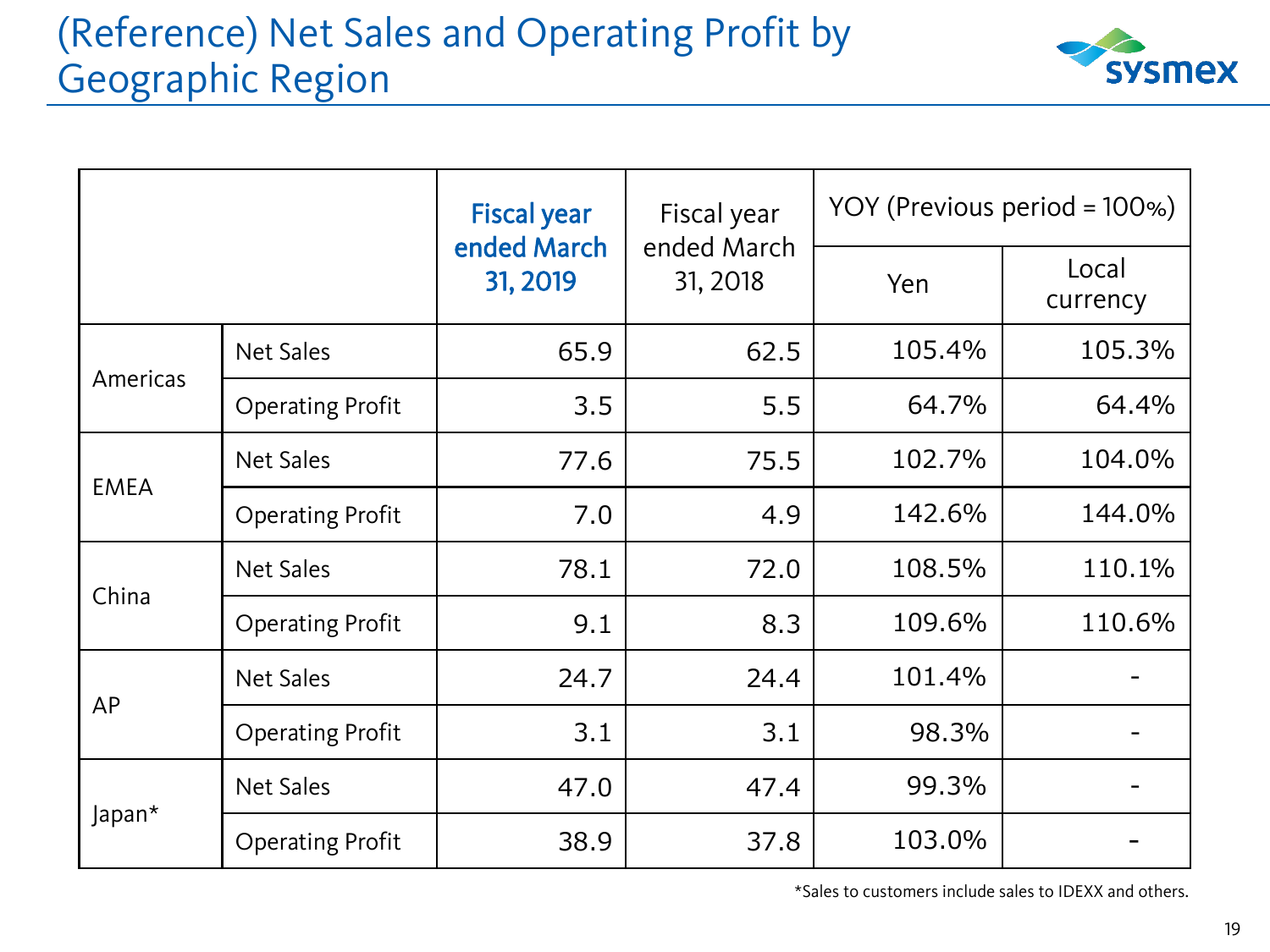# (Reference) Net Sales and Operating Profit by Geographic Region

| | | Fiscal year ended March 31, 2019 | Fiscal year ended March 31, 2018 | YOY (Previous period = 100%) | |
|---|---|---|---|---|---|
| | | | | Yen | Local currency |
| Americas | Net Sales | 65.9 | 62.5 | 105.4% | 105.3% |
| | Operating Profit | 3.5 | 5.5 | 64.7% | 64.4% |
| EMEA | Net Sales | 77.6 | 75.5 | 102.7% | 104.0% |
| | Operating Profit | 7.0 | 4.9 | 142.6% | 144.0% |
| China | Net Sales | 78.1 | 72.0 | 108.5% | 110.1% |
| | Operating Profit | 9.1 | 8.3 | 109.6% | 110.6% |
| AP | Net Sales | 24.7 | 24.4 | 101.4% | - |
| | Operating Profit | 3.1 | 3.1 | 98.3% | - |
| Japan* | Net Sales | 47.0 | 47.4 | 99.3% | - |
| | Operating Profit | 38.9 | 37.8 | 103.0% | - |

*Sales to customers include sales to IDEXX and others.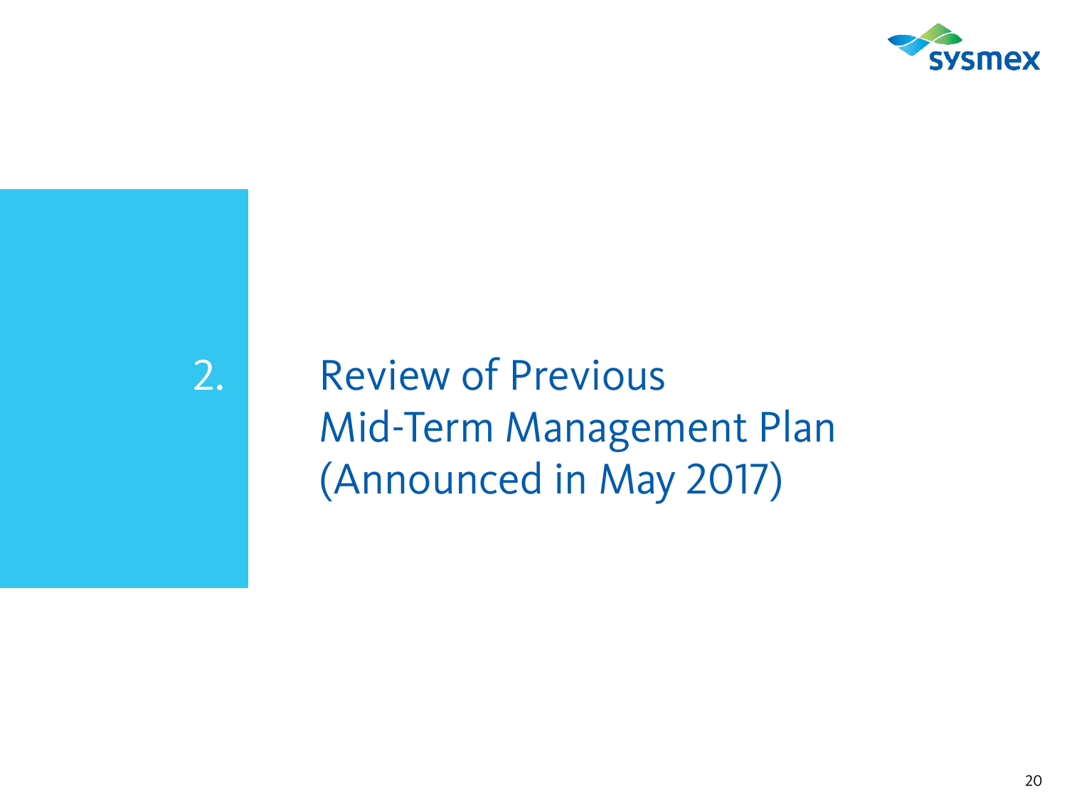# 2. Review of Previous Mid-Term Management Plan (Announced in May 2017)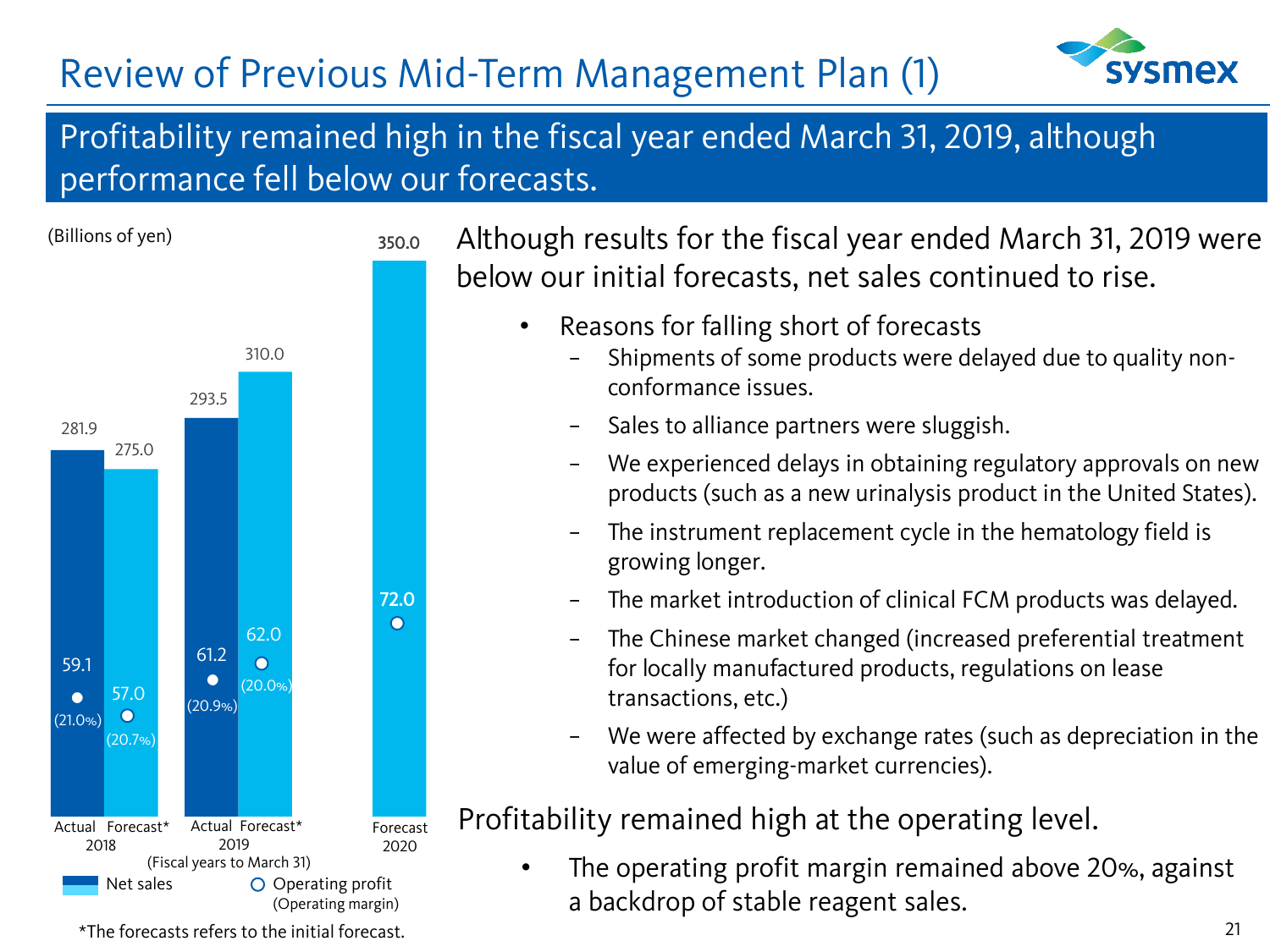# Review of Previous Mid-Term Management Plan (1)

## Profitability remained high in the fiscal year ended March 31, 2019, although performance fell below our forecasts.

(Billions of yen)

| | 2018 Actual | 2018 Forecast* | 2019 Actual | 2019 Forecast* | 2020 Forecast |
|---|---|---|---|---|---|
| Net sales | 281.9 | 275.0 | 293.5 | 310.0 | 350.0 |
| Operating profit | 59.1 | 57.0 | 61.2 | 62.0 | 72.0 |
| (Operating margin) | (21.0%) | (20.7%) | (20.9%) | (20.0%) | |

(Fiscal years to March 31)

*The forecasts refers to the initial forecast.

Although results for the fiscal year ended March 31, 2019 were below our initial forecasts, net sales continued to rise.

- Reasons for falling short of forecasts
  - Shipments of some products were delayed due to quality non-conformance issues.
  - Sales to alliance partners were sluggish.
  - We experienced delays in obtaining regulatory approvals on new products (such as a new urinalysis product in the United States).
  - The instrument replacement cycle in the hematology field is growing longer.
  - The market introduction of clinical FCM products was delayed.
  - The Chinese market changed (increased preferential treatment for locally manufactured products, regulations on lease transactions, etc.)
  - We were affected by exchange rates (such as depreciation in the value of emerging-market currencies).

Profitability remained high at the operating level.

- The operating profit margin remained above 20%, against a backdrop of stable reagent sales.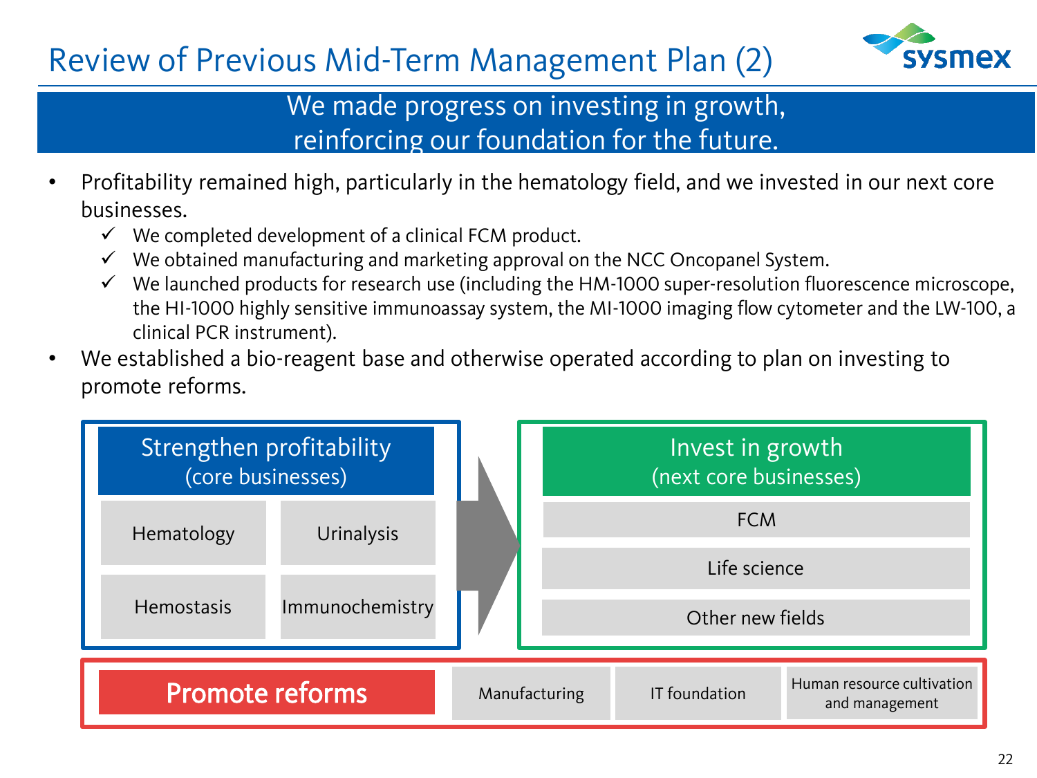# Review of Previous Mid-Term Management Plan (2)

**We made progress on investing in growth, reinforcing our foundation for the future.**

- Profitability remained high, particularly in the hematology field, and we invested in our next core businesses.
  - ✓ We completed development of a clinical FCM product.
  - ✓ We obtained manufacturing and marketing approval on the NCC Oncopanel System.
  - ✓ We launched products for research use (including the HM-1000 super-resolution fluorescence microscope, the HI-1000 highly sensitive immunoassay system, the MI-1000 imaging flow cytometer and the LW-100, a clinical PCR instrument).
- We established a bio-reagent base and otherwise operated according to plan on investing to promote reforms.

**Strengthen profitability (core businesses)**

- Hematology
- Urinalysis
- Hemostasis
- Immunochemistry

→

**Invest in growth (next core businesses)**

- FCM
- Life science
- Other new fields

**Promote reforms**

- Manufacturing
- IT foundation
- Human resource cultivation and management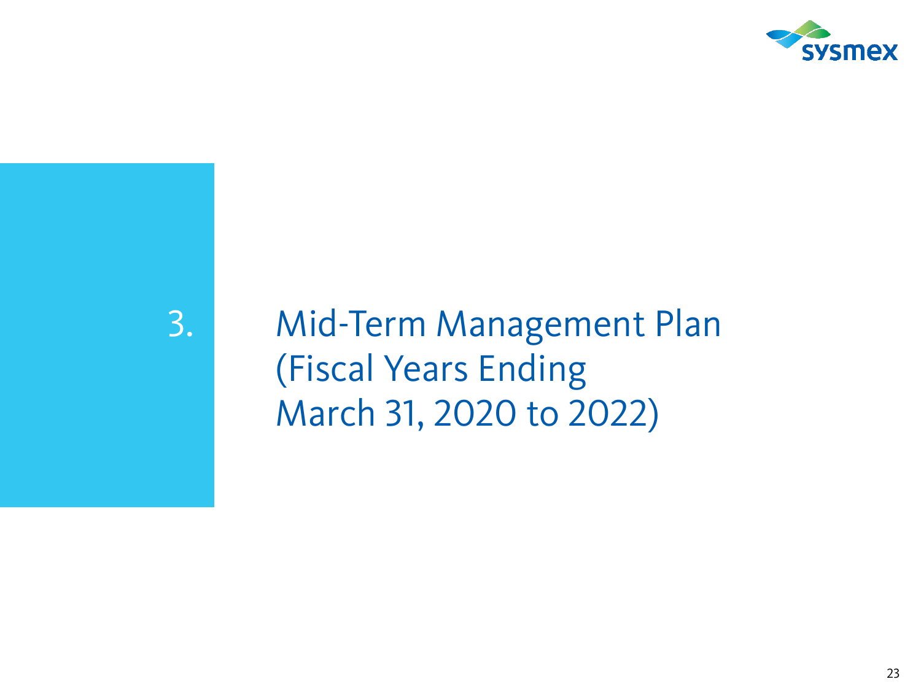# 3. Mid-Term Management Plan (Fiscal Years Ending March 31, 2020 to 2022)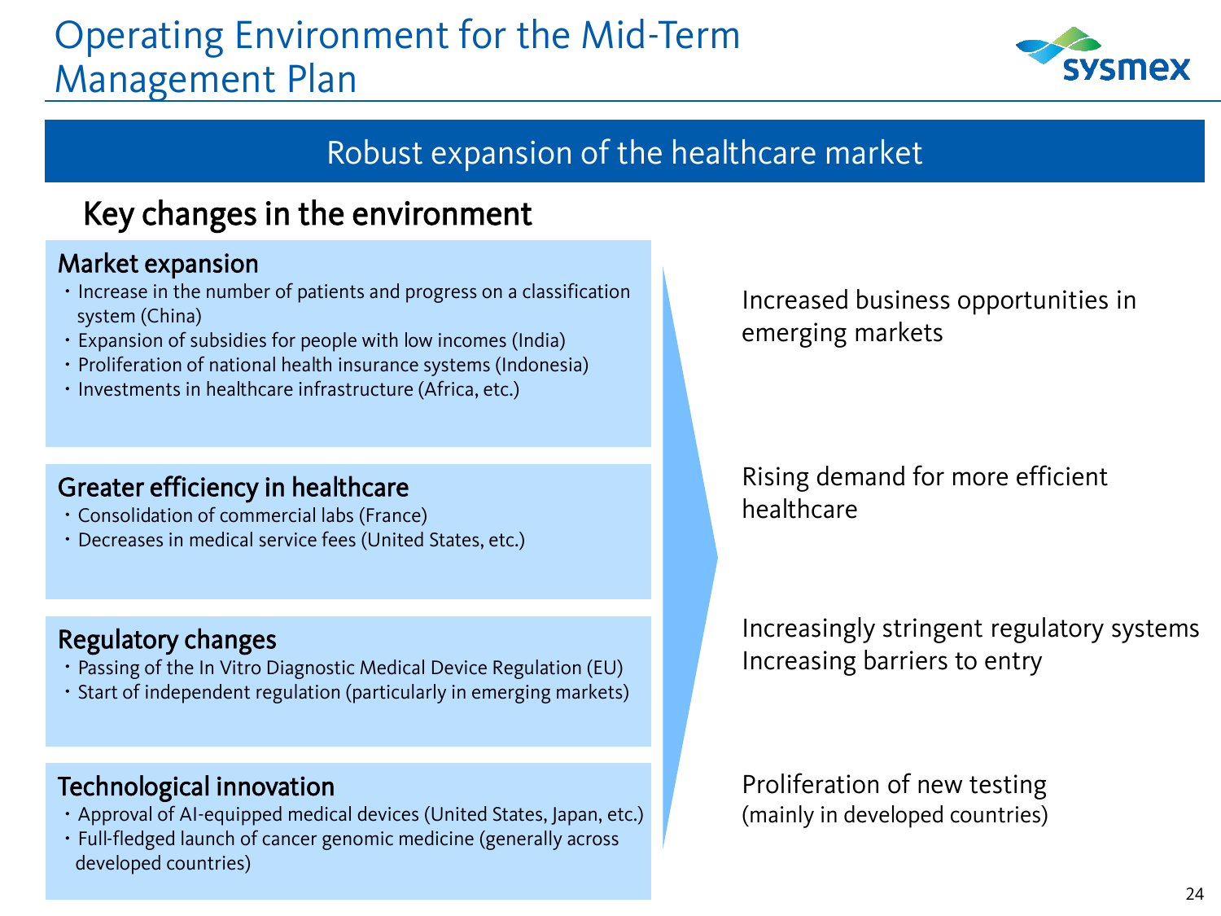# Operating Environment for the Mid-Term Management Plan

## Robust expansion of the healthcare market

### Key changes in the environment

| Key changes | Implications |
| --- | --- |
| **Market expansion**<br>・Increase in the number of patients and progress on a classification system (China)<br>・Expansion of subsidies for people with low incomes (India)<br>・Proliferation of national health insurance systems (Indonesia)<br>・Investments in healthcare infrastructure (Africa, etc.) | Increased business opportunities in emerging markets |
| **Greater efficiency in healthcare**<br>・Consolidation of commercial labs (France)<br>・Decreases in medical service fees (United States, etc.) | Rising demand for more efficient healthcare |
| **Regulatory changes**<br>・Passing of the In Vitro Diagnostic Medical Device Regulation (EU)<br>・Start of independent regulation (particularly in emerging markets) | Increasingly stringent regulatory systems<br>Increasing barriers to entry |
| **Technological innovation**<br>・Approval of AI-equipped medical devices (United States, Japan, etc.)<br>・Full-fledged launch of cancer genomic medicine (generally across developed countries) | Proliferation of new testing<br>(mainly in developed countries) |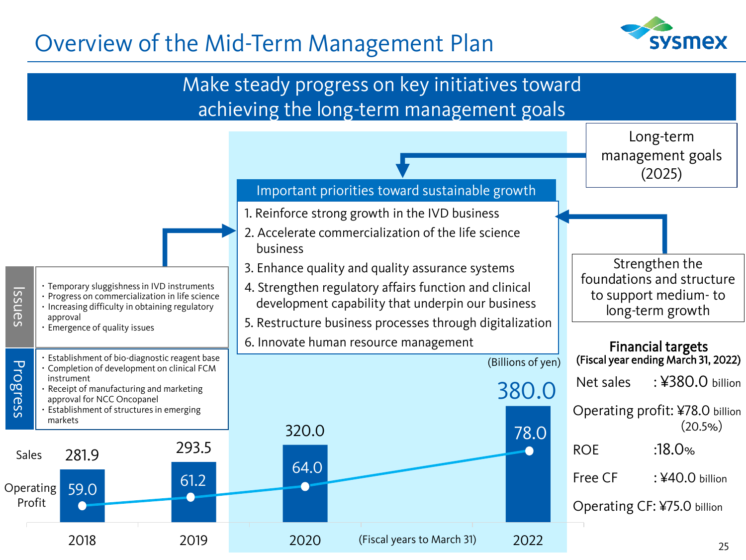# Overview of the Mid-Term Management Plan

## Make steady progress on key initiatives toward achieving the long-term management goals

**Long-term management goals (2025)**

### Important priorities toward sustainable growth

1. Reinforce strong growth in the IVD business
2. Accelerate commercialization of the life science business
3. Enhance quality and quality assurance systems
4. Strengthen regulatory affairs function and clinical development capability that underpin our business
5. Restructure business processes through digitalization
6. Innovate human resource management

**Strengthen the foundations and structure to support medium- to long-term growth**

**Issues**

- Temporary sluggishness in IVD instruments
- Progress on commercialization in life science
- Increasing difficulty in obtaining regulatory approval
- Emergence of quality issues

**Progress**

- Establishment of bio-diagnostic reagent base
- Completion of development on clinical FCM instrument
- Receipt of manufacturing and marketing approval for NCC Oncopanel
- Establishment of structures in emerging markets

(Billions of yen)

| (Fiscal years to March 31) | 2018 | 2019 | 2020 | 2022 |
|---|---|---|---|---|
| Sales | 281.9 | 293.5 | 320.0 | 380.0 |
| Operating Profit | 59.0 | 61.2 | 64.0 | 78.0 |

**Financial targets (Fiscal year ending March 31, 2022)**

- Net sales: ¥380.0 billion
- Operating profit: ¥78.0 billion (20.5%)
- ROE: 18.0%
- Free CF: ¥40.0 billion
- Operating CF: ¥75.0 billion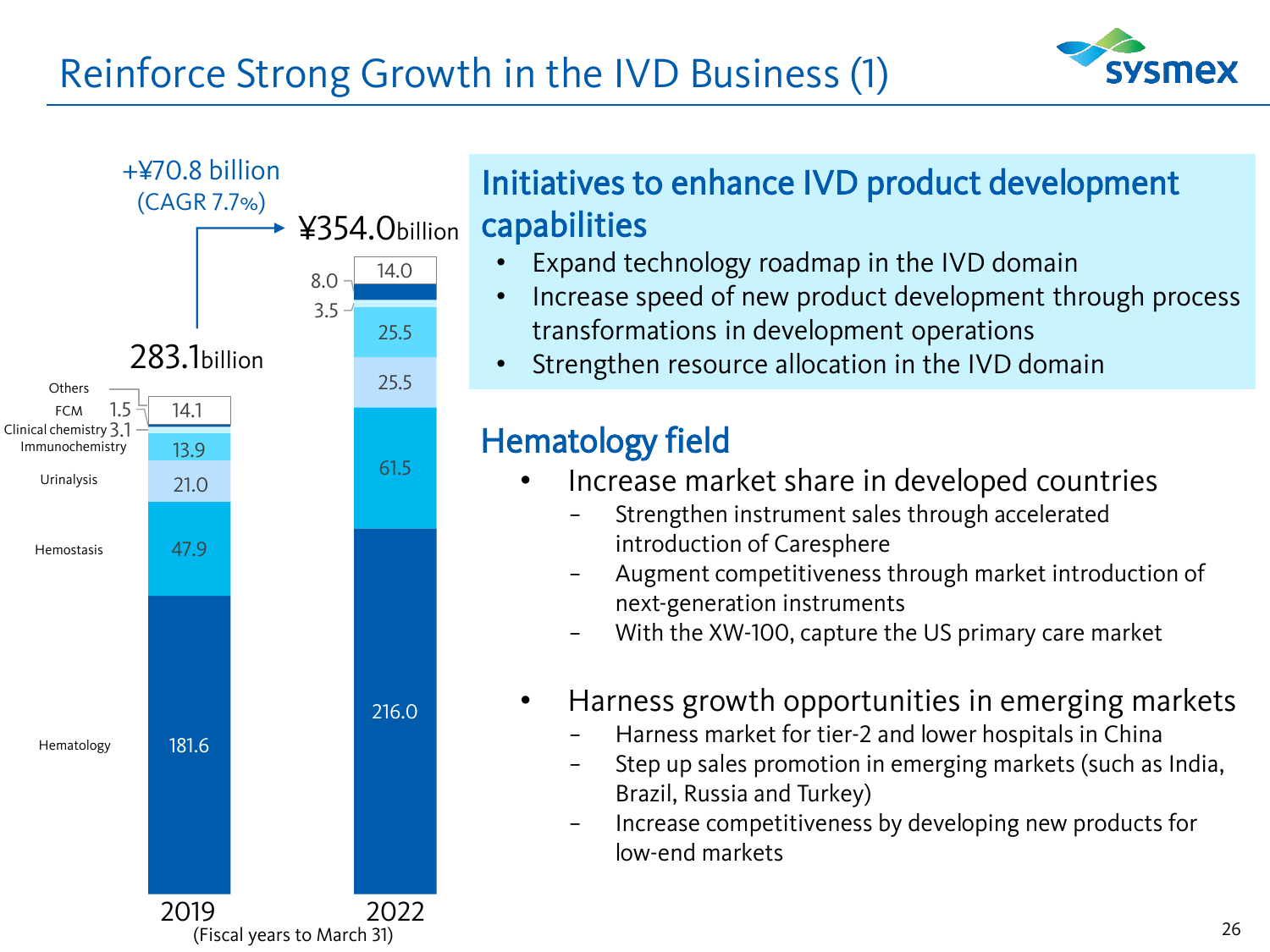# Reinforce Strong Growth in the IVD Business (1)

+¥70.8 billion (CAGR 7.7%)

| | 2019 | 2022 |
|---|---|---|
| Others | 14.1 | 14.0 |
| FCM | 1.5 | 8.0 |
| Clinical chemistry | 3.1 | 3.5 |
| Immunochemistry | 13.9 | 25.5 |
| Urinalysis | 21.0 | 25.5 |
| Hemostasis | 47.9 | 61.5 |
| Hematology | 181.6 | 216.0 |
| Total | 283.1billion | ¥354.0billion |

(Fiscal years to March 31)

## Initiatives to enhance IVD product development capabilities

- Expand technology roadmap in the IVD domain
- Increase speed of new product development through process transformations in development operations
- Strengthen resource allocation in the IVD domain

## Hematology field

- Increase market share in developed countries
  - Strengthen instrument sales through accelerated introduction of Caresphere
  - Augment competitiveness through market introduction of next-generation instruments
  - With the XW-100, capture the US primary care market
- Harness growth opportunities in emerging markets
  - Harness market for tier-2 and lower hospitals in China
  - Step up sales promotion in emerging markets (such as India, Brazil, Russia and Turkey)
  - Increase competitiveness by developing new products for low-end markets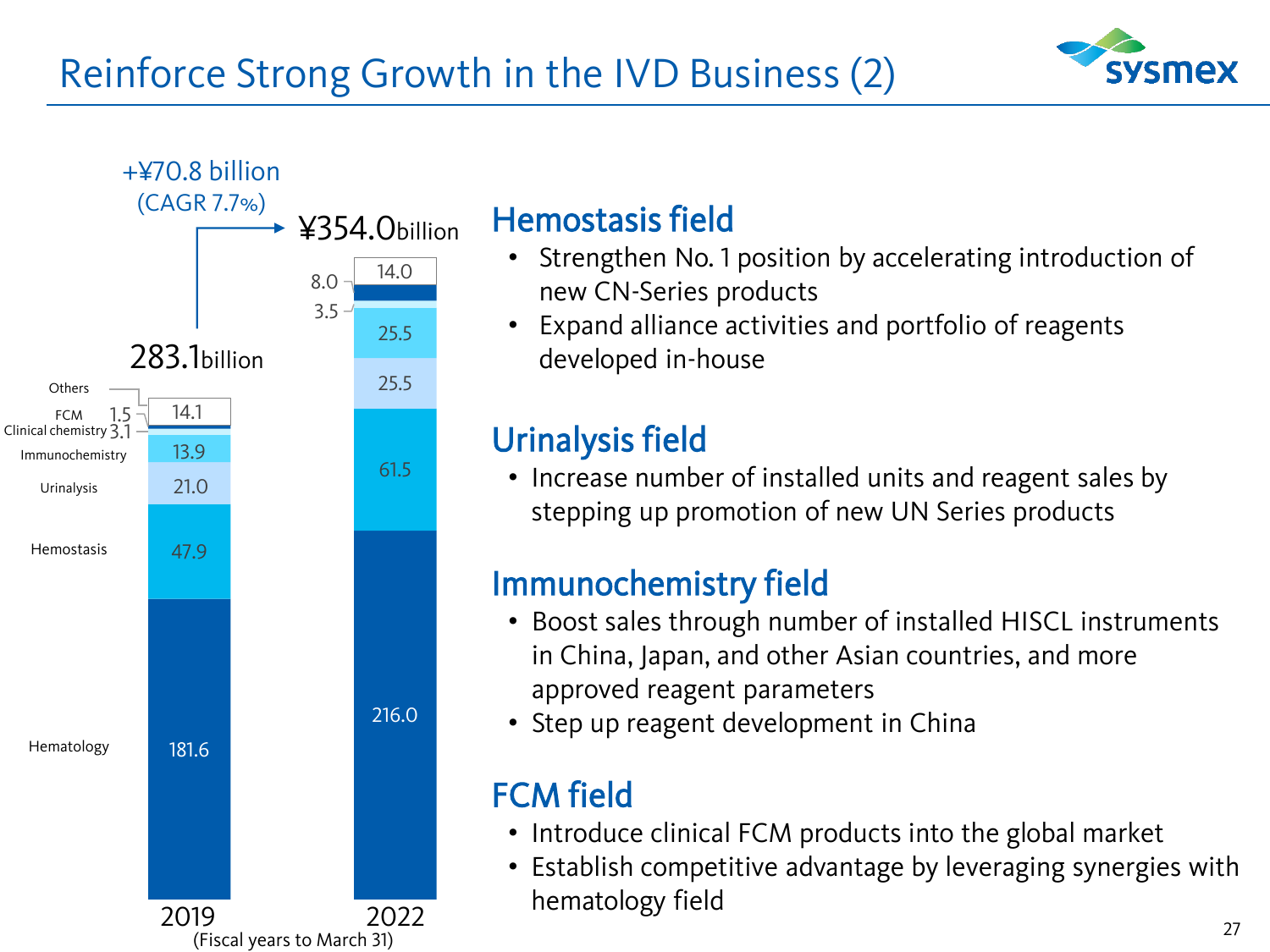# Reinforce Strong Growth in the IVD Business (2)

+¥70.8 billion (CAGR 7.7%)

| Segment | 2019 | 2022 |
|---|---|---|
| Hematology | 181.6 | 216.0 |
| Hemostasis | 47.9 | 61.5 |
| Urinalysis | 21.0 | 25.5 |
| Immunochemistry | 13.9 | 25.5 |
| Clinical chemistry | 3.1 | 3.5 |
| FCM | 1.5 | 8.0 |
| Others | 14.1 | 14.0 |
| Total | 283.1 billion | ¥354.0 billion |

(Fiscal years to March 31)

## Hemostasis field

- Strengthen No. 1 position by accelerating introduction of new CN-Series products
- Expand alliance activities and portfolio of reagents developed in-house

## Urinalysis field

- Increase number of installed units and reagent sales by stepping up promotion of new UN Series products

## Immunochemistry field

- Boost sales through number of installed HISCL instruments in China, Japan, and other Asian countries, and more approved reagent parameters
- Step up reagent development in China

## FCM field

- Introduce clinical FCM products into the global market
- Establish competitive advantage by leveraging synergies with hematology field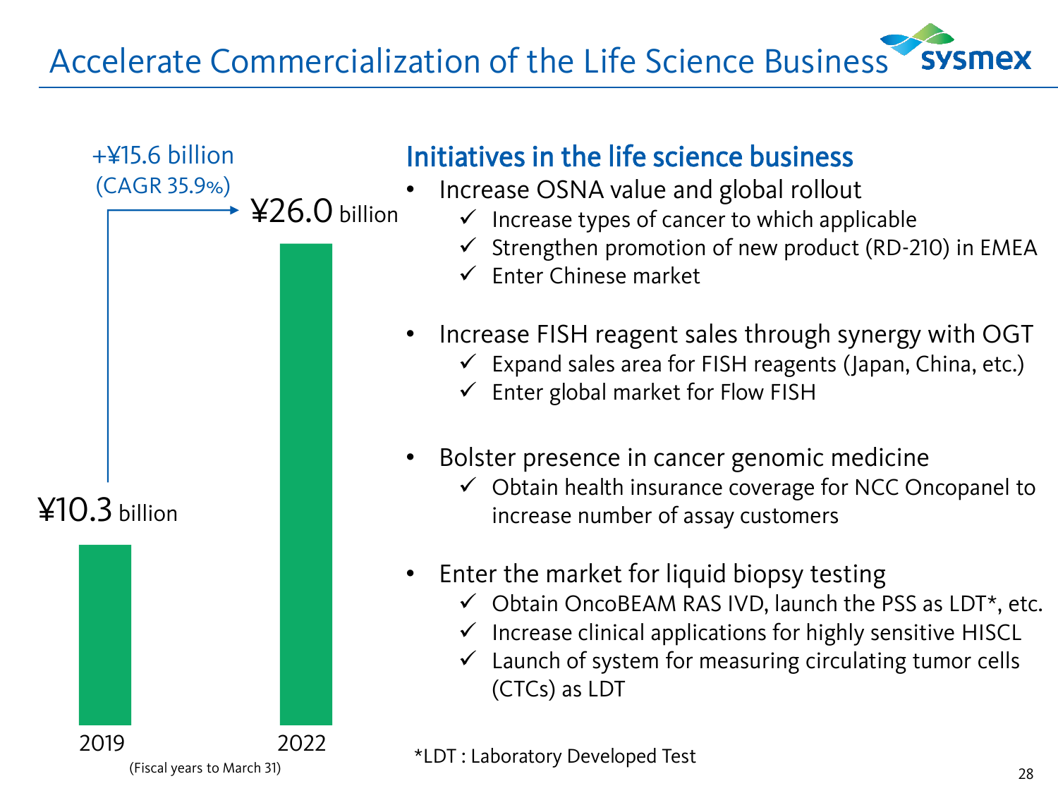# Accelerate Commercialization of the Life Science Business

+¥15.6 billion (CAGR 35.9%)

| Fiscal year | Amount |
| --- | --- |
| 2019 | ¥10.3 billion |
| 2022 | ¥26.0 billion |

(Fiscal years to March 31)

## Initiatives in the life science business

- Increase OSNA value and global rollout
  - ✓ Increase types of cancer to which applicable
  - ✓ Strengthen promotion of new product (RD-210) in EMEA
  - ✓ Enter Chinese market
- Increase FISH reagent sales through synergy with OGT
  - ✓ Expand sales area for FISH reagents (Japan, China, etc.)
  - ✓ Enter global market for Flow FISH
- Bolster presence in cancer genomic medicine
  - ✓ Obtain health insurance coverage for NCC Oncopanel to increase number of assay customers
- Enter the market for liquid biopsy testing
  - ✓ Obtain OncoBEAM RAS IVD, launch the PSS as LDT*, etc.
  - ✓ Increase clinical applications for highly sensitive HISCL
  - ✓ Launch of system for measuring circulating tumor cells (CTCs) as LDT

*LDT : Laboratory Developed Test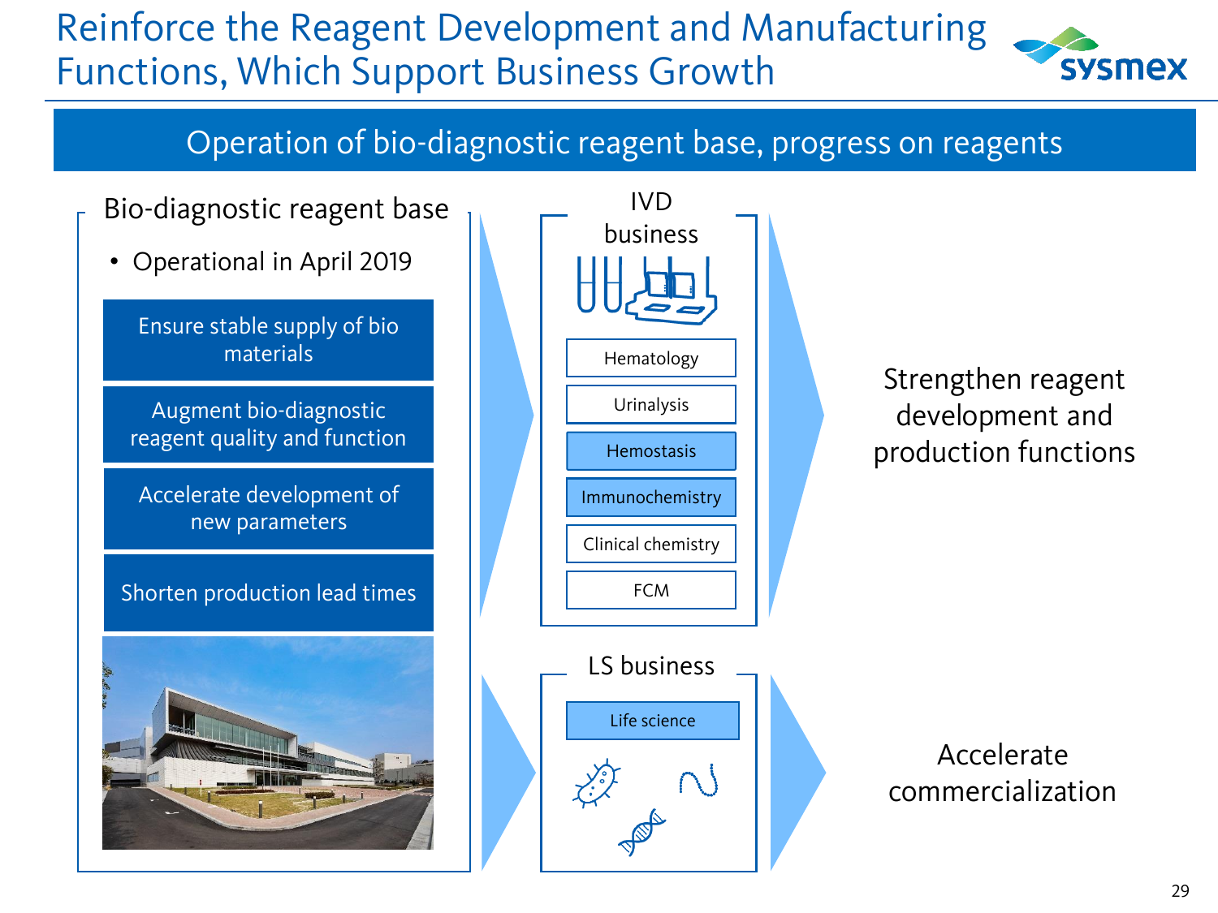# Reinforce the Reagent Development and Manufacturing Functions, Which Support Business Growth

## Operation of bio-diagnostic reagent base, progress on reagents

### Bio-diagnostic reagent base

- Operational in April 2019

- Ensure stable supply of bio materials
- Augment bio-diagnostic reagent quality and function
- Accelerate development of new parameters
- Shorten production lead times

### IVD business

- Hematology
- Urinalysis
- Hemostasis
- Immunochemistry
- Clinical chemistry
- FCM

→ Strengthen reagent development and production functions

### LS business

- Life science

→ Accelerate commercialization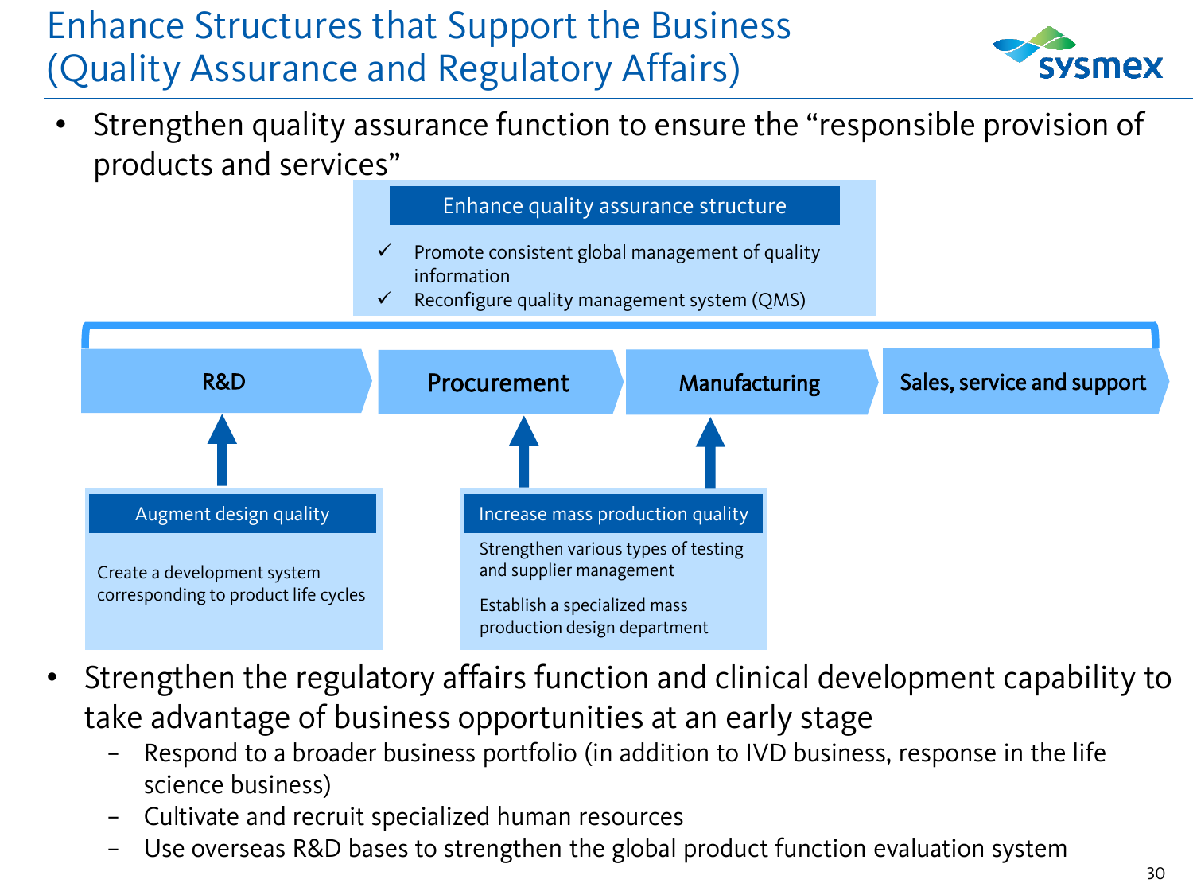# Enhance Structures that Support the Business (Quality Assurance and Regulatory Affairs)

- Strengthen quality assurance function to ensure the "responsible provision of products and services"

**Enhance quality assurance structure**

- ✓ Promote consistent global management of quality information
- ✓ Reconfigure quality management system (QMS)

**R&D** → **Procurement** → **Manufacturing** → **Sales, service and support**

**Augment design quality** (→ R&D)

Create a development system corresponding to product life cycles

**Increase mass production quality** (→ Procurement, Manufacturing)

Strengthen various types of testing and supplier management

Establish a specialized mass production design department

- Strengthen the regulatory affairs function and clinical development capability to take advantage of business opportunities at an early stage
  - Respond to a broader business portfolio (in addition to IVD business, response in the life science business)
  - Cultivate and recruit specialized human resources
  - Use overseas R&D bases to strengthen the global product function evaluation system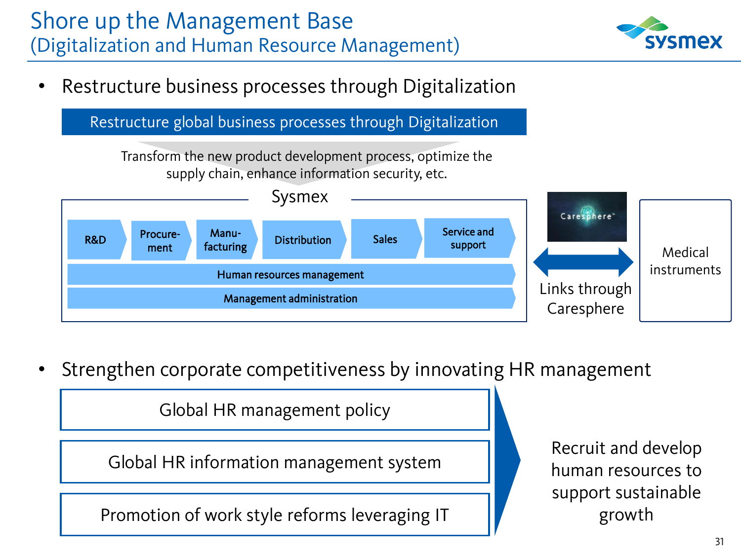# Shore up the Management Base
## (Digitalization and Human Resource Management)

- Restructure business processes through Digitalization

**Restructure global business processes through Digitalization**

Transform the new product development process, optimize the supply chain, enhance information security, etc.

**Sysmex**

R&D → Procure-ment → Manu-facturing → Distribution → Sales → Service and support

Human resources management

Management administration

Caresphere™

Links through Caresphere ⟷ Medical instruments

- Strengthen corporate competitiveness by innovating HR management

Global HR management policy

Global HR information management system

Promotion of work style reforms leveraging IT

→ Recruit and develop human resources to support sustainable growth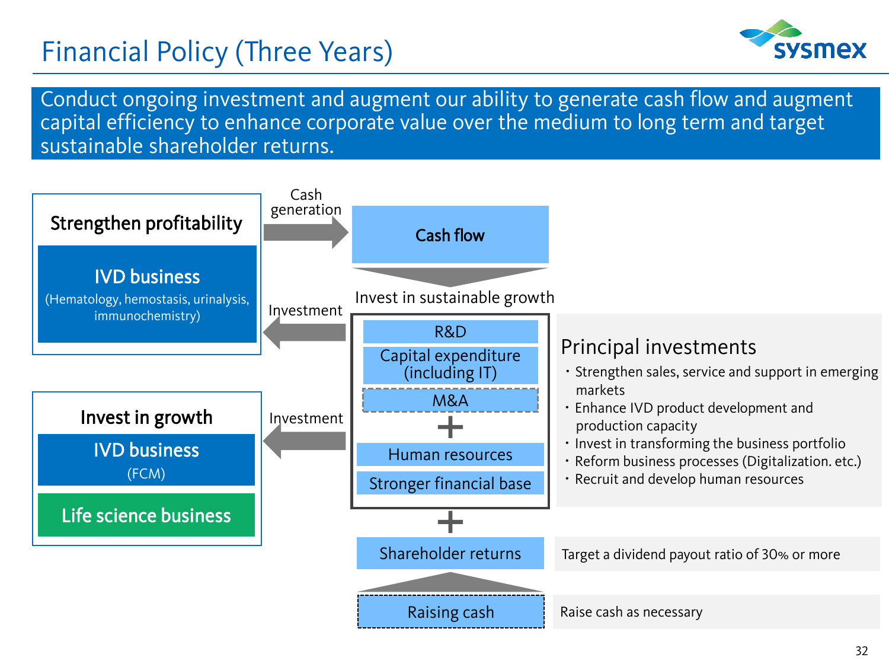# Financial Policy (Three Years)

**Conduct ongoing investment and augment our ability to generate cash flow and augment capital efficiency to enhance corporate value over the medium to long term and target sustainable shareholder returns.**

### Strengthen profitability

**IVD business**
(Hematology, hemostasis, urinalysis, immunochemistry)

→ Cash generation → **Cash flow**

### Invest in growth

**IVD business**
(FCM)

**Life science business**

← Investment ←

**Invest in sustainable growth**

- R&D
- Capital expenditure (including IT)
- M&A
- \+
- Human resources
- Stronger financial base

\+

**Shareholder returns** — Target a dividend payout ratio of 30% or more

**Raising cash** — Raise cash as necessary

### Principal investments

- Strengthen sales, service and support in emerging markets
- Enhance IVD product development and production capacity
- Invest in transforming the business portfolio
- Reform business processes (Digitalization. etc.)
- Recruit and develop human resources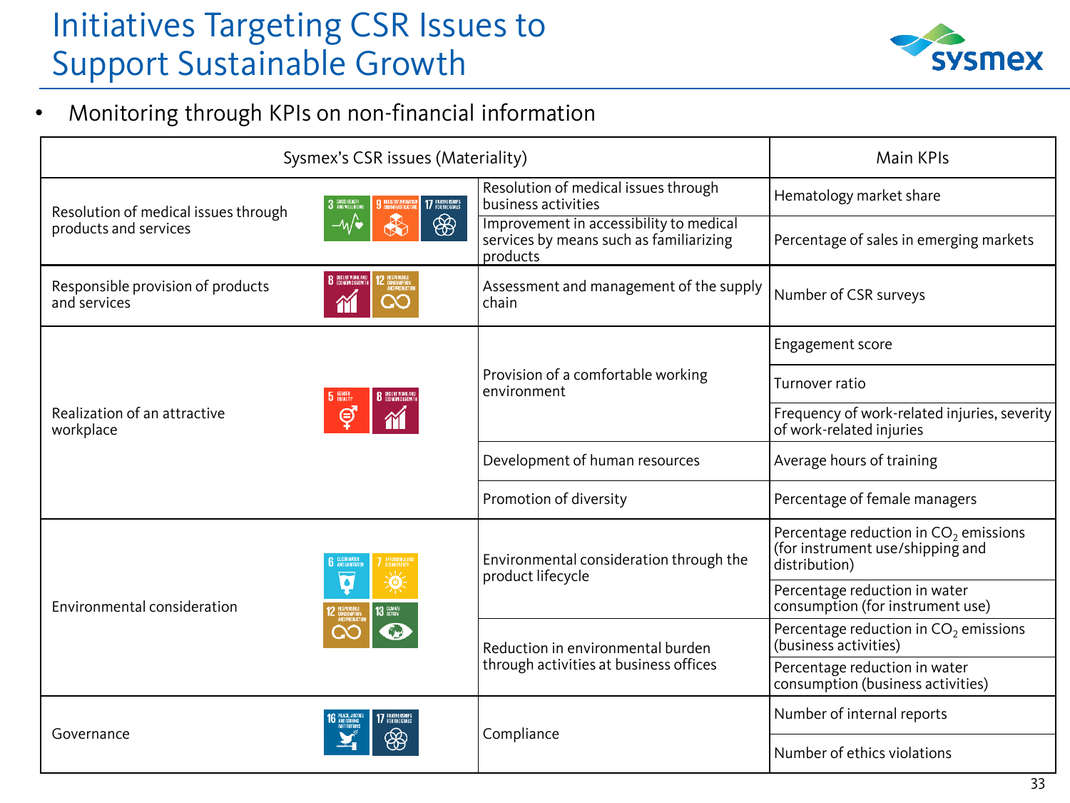# Initiatives Targeting CSR Issues to Support Sustainable Growth

- Monitoring through KPIs on non-financial information

| Sysmex's CSR issues (Materiality) | | | Main KPIs |
|---|---|---|---|
| Resolution of medical issues through products and services | 3, 9, 17 | Resolution of medical issues through business activities | Hematology market share |
| | | Improvement in accessibility to medical services by means such as familiarizing products | Percentage of sales in emerging markets |
| Responsible provision of products and services | 8, 12 | Assessment and management of the supply chain | Number of CSR surveys |
| Realization of an attractive workplace | 5, 8 | Provision of a comfortable working environment | Engagement score |
| | | | Turnover ratio |
| | | | Frequency of work-related injuries, severity of work-related injuries |
| | | Development of human resources | Average hours of training |
| | | Promotion of diversity | Percentage of female managers |
| Environmental consideration | 6, 7, 12, 13 | Environmental consideration through the product lifecycle | Percentage reduction in $CO_2$ emissions (for instrument use/shipping and distribution) |
| | | | Percentage reduction in water consumption (for instrument use) |
| | | Reduction in environmental burden through activities at business offices | Percentage reduction in $CO_2$ emissions (business activities) |
| | | | Percentage reduction in water consumption (business activities) |
| Governance | 16, 17 | Compliance | Number of internal reports |
| | | | Number of ethics violations |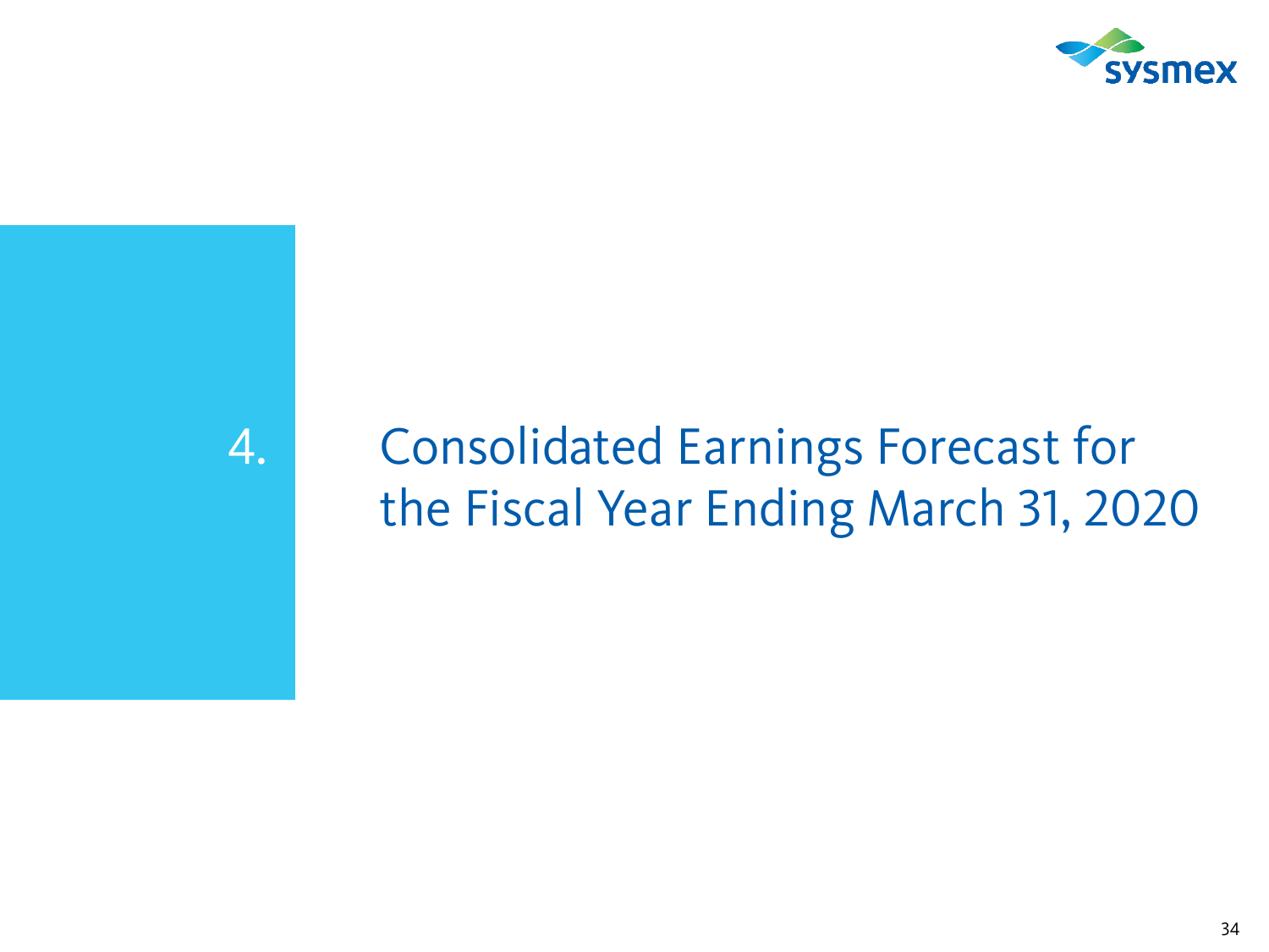# 4. Consolidated Earnings Forecast for the Fiscal Year Ending March 31, 2020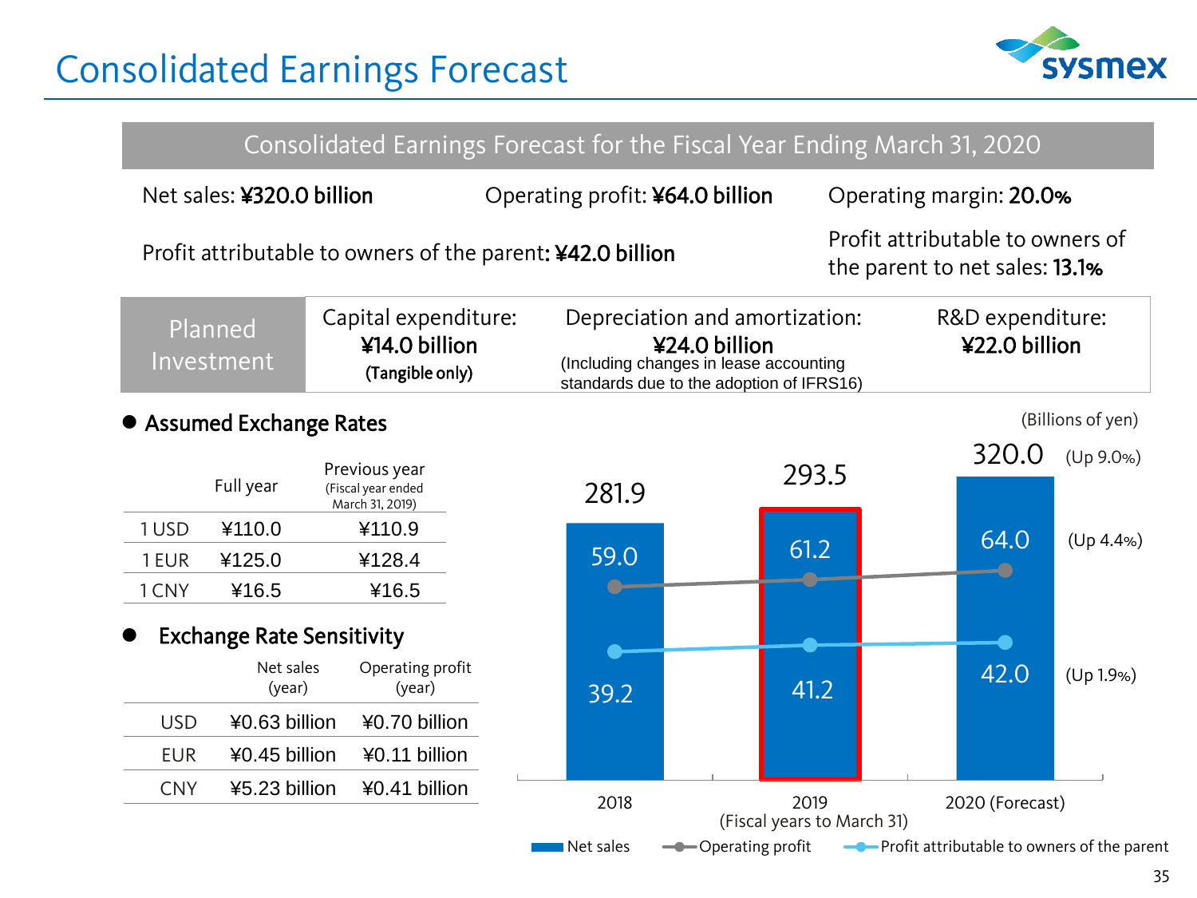# Consolidated Earnings Forecast

## Consolidated Earnings Forecast for the Fiscal Year Ending March 31, 2020

Net sales: **¥320.0 billion** Operating profit: **¥64.0 billion** Operating margin: **20.0%**

Profit attributable to owners of the parent: **¥42.0 billion** Profit attributable to owners of the parent to net sales: **13.1%**

| Planned Investment | Capital expenditure: **¥14.0 billion** (Tangible only) | Depreciation and amortization: **¥24.0 billion** (Including changes in lease accounting standards due to the adoption of IFRS16) | R&D expenditure: **¥22.0 billion** |
|---|---|---|---|

### ● Assumed Exchange Rates

| | Full year | Previous year (Fiscal year ended March 31, 2019) |
|---|---|---|
| 1 USD | ¥110.0 | ¥110.9 |
| 1 EUR | ¥125.0 | ¥128.4 |
| 1 CNY | ¥16.5 | ¥16.5 |

### ● Exchange Rate Sensitivity

| | Net sales (year) | Operating profit (year) |
|---|---|---|
| USD | ¥0.63 billion | ¥0.70 billion |
| EUR | ¥0.45 billion | ¥0.11 billion |
| CNY | ¥5.23 billion | ¥0.41 billion |

(Billions of yen)

| Fiscal years to March 31 | 2018 | 2019 | 2020 (Forecast) | |
|---|---|---|---|---|
| Net sales | 281.9 | 293.5 | 320.0 | (Up 9.0%) |
| Operating profit | 59.0 | 61.2 | 64.0 | (Up 4.4%) |
| Profit attributable to owners of the parent | 39.2 | 41.2 | 42.0 | (Up 1.9%) |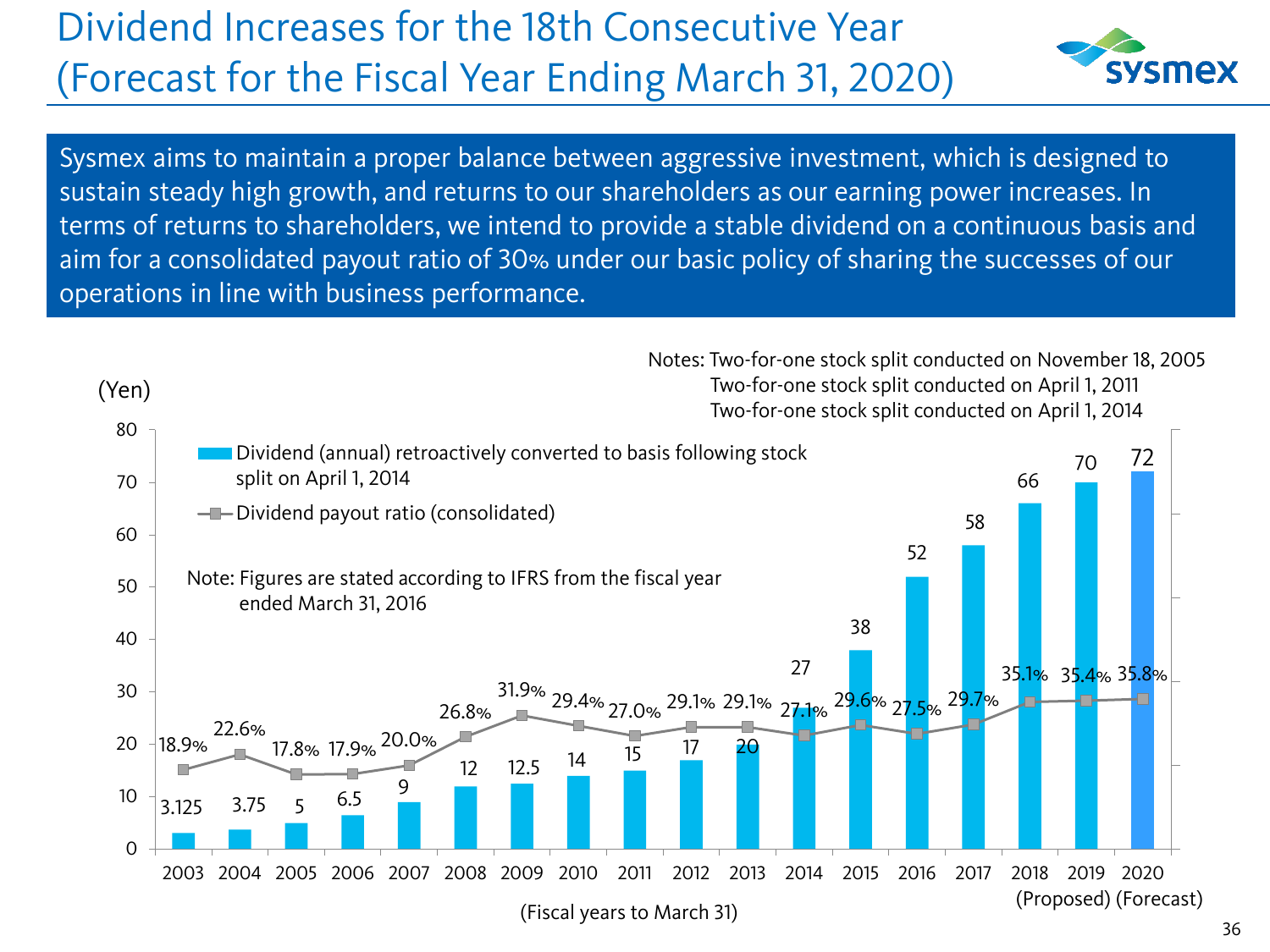# Dividend Increases for the 18th Consecutive Year (Forecast for the Fiscal Year Ending March 31, 2020)

Sysmex aims to maintain a proper balance between aggressive investment, which is designed to sustain steady high growth, and returns to our shareholders as our earning power increases. In terms of returns to shareholders, we intend to provide a stable dividend on a continuous basis and aim for a consolidated payout ratio of 30% under our basic policy of sharing the successes of our operations in line with business performance.

Notes: Two-for-one stock split conducted on November 18, 2005
Two-for-one stock split conducted on April 1, 2011
Two-for-one stock split conducted on April 1, 2014

Note: Figures are stated according to IFRS from the fiscal year ended March 31, 2016

| Fiscal years to March 31 | Dividend (annual) retroactively converted to basis following stock split on April 1, 2014 (Yen) | Dividend payout ratio (consolidated) |
|---|---|---|
| 2003 | 3.125 | 18.9% |
| 2004 | 3.75 | 22.6% |
| 2005 | 5 | 17.8% |
| 2006 | 6.5 | 17.9% |
| 2007 | 9 | 20.0% |
| 2008 | 12 | 26.8% |
| 2009 | 12.5 | 31.9% |
| 2010 | 14 | 29.4% |
| 2011 | 15 | 27.0% |
| 2012 | 17 | 29.1% |
| 2013 | 20 | 29.1% |
| 2014 | 27 | 27.1% |
| 2015 | 38 | 29.6% |
| 2016 | 52 | 27.5% |
| 2017 | 58 | 29.7% |
| 2018 | 66 | 35.1% |
| 2019 (Proposed) | 70 | 35.4% |
| 2020 (Forecast) | 72 | 35.8% |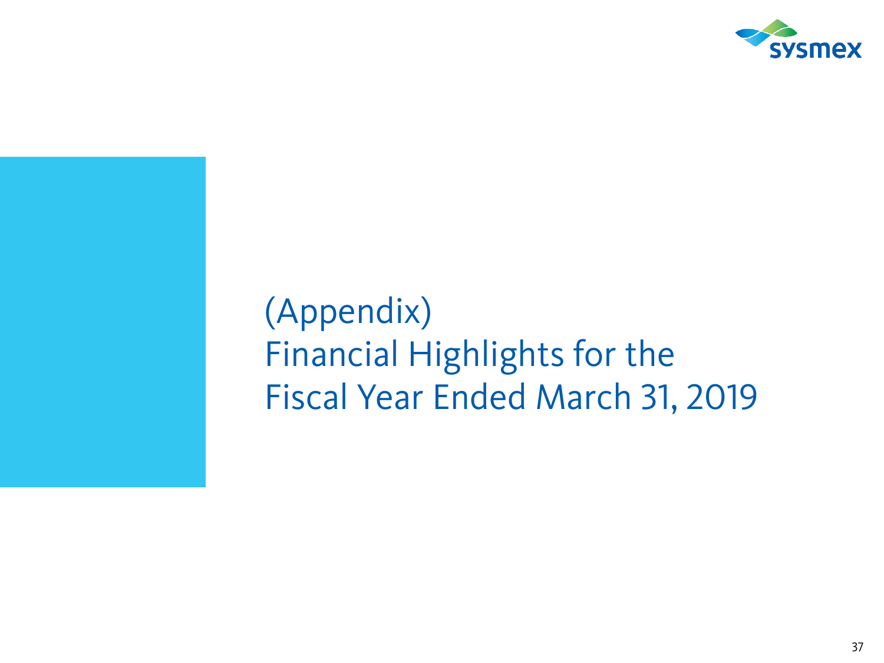# (Appendix) Financial Highlights for the Fiscal Year Ended March 31, 2019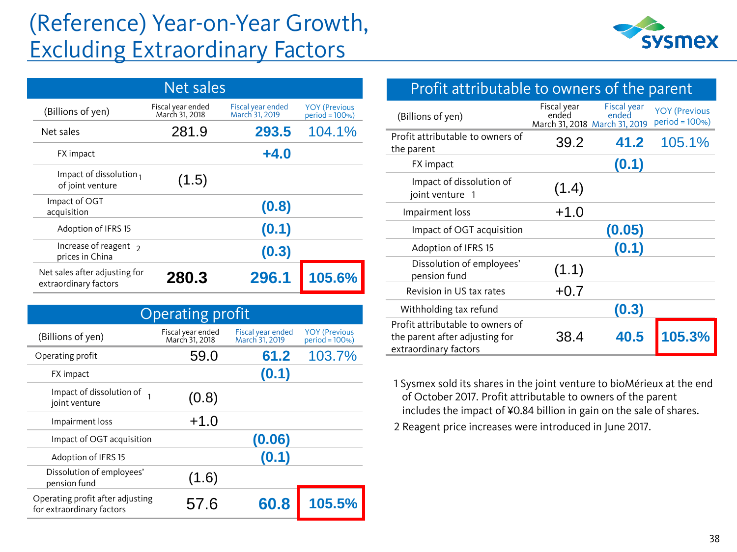# (Reference) Year-on-Year Growth, Excluding Extraordinary Factors

## Net sales

| (Billions of yen) | Fiscal year ended March 31, 2018 | Fiscal year ended March 31, 2019 | YOY (Previous period = 100%) |
|---|---|---|---|
| Net sales | 281.9 | **293.5** | 104.1% |
| FX impact | | **+4.0** | |
| Impact of dissolution of joint venture [1] | (1.5) | | |
| Impact of OGT acquisition | | **(0.8)** | |
| Adoption of IFRS 15 | | **(0.1)** | |
| Increase of reagent prices in China [2] | | **(0.3)** | |
| Net sales after adjusting for extraordinary factors | **280.3** | **296.1** | **105.6%** |

## Operating profit

| (Billions of yen) | Fiscal year ended March 31, 2018 | Fiscal year ended March 31, 2019 | YOY (Previous period = 100%) |
|---|---|---|---|
| Operating profit | 59.0 | **61.2** | 103.7% |
| FX impact | | **(0.1)** | |
| Impact of dissolution of joint venture [1] | (0.8) | | |
| Impairment loss | +1.0 | | |
| Impact of OGT acquisition | | **(0.06)** | |
| Adoption of IFRS 15 | | **(0.1)** | |
| Dissolution of employees' pension fund | (1.6) | | |
| Operating profit after adjusting for extraordinary factors | 57.6 | **60.8** | **105.5%** |

## Profit attributable to owners of the parent

| (Billions of yen) | Fiscal year ended March 31, 2018 | Fiscal year ended March 31, 2019 | YOY (Previous period = 100%) |
|---|---|---|---|
| Profit attributable to owners of the parent | 39.2 | **41.2** | 105.1% |
| FX impact | | **(0.1)** | |
| Impact of dissolution of joint venture [1] | (1.4) | | |
| Impairment loss | +1.0 | | |
| Impact of OGT acquisition | | **(0.05)** | |
| Adoption of IFRS 15 | | **(0.1)** | |
| Dissolution of employees' pension fund | (1.1) | | |
| Revision in US tax rates | +0.7 | | |
| Withholding tax refund | | **(0.3)** | |
| Profit attributable to owners of the parent after adjusting for extraordinary factors | 38.4 | **40.5** | **105.3%** |

1 Sysmex sold its shares in the joint venture to bioMérieux at the end of October 2017. Profit attributable to owners of the parent includes the impact of ¥0.84 billion in gain on the sale of shares.

2 Reagent price increases were introduced in June 2017.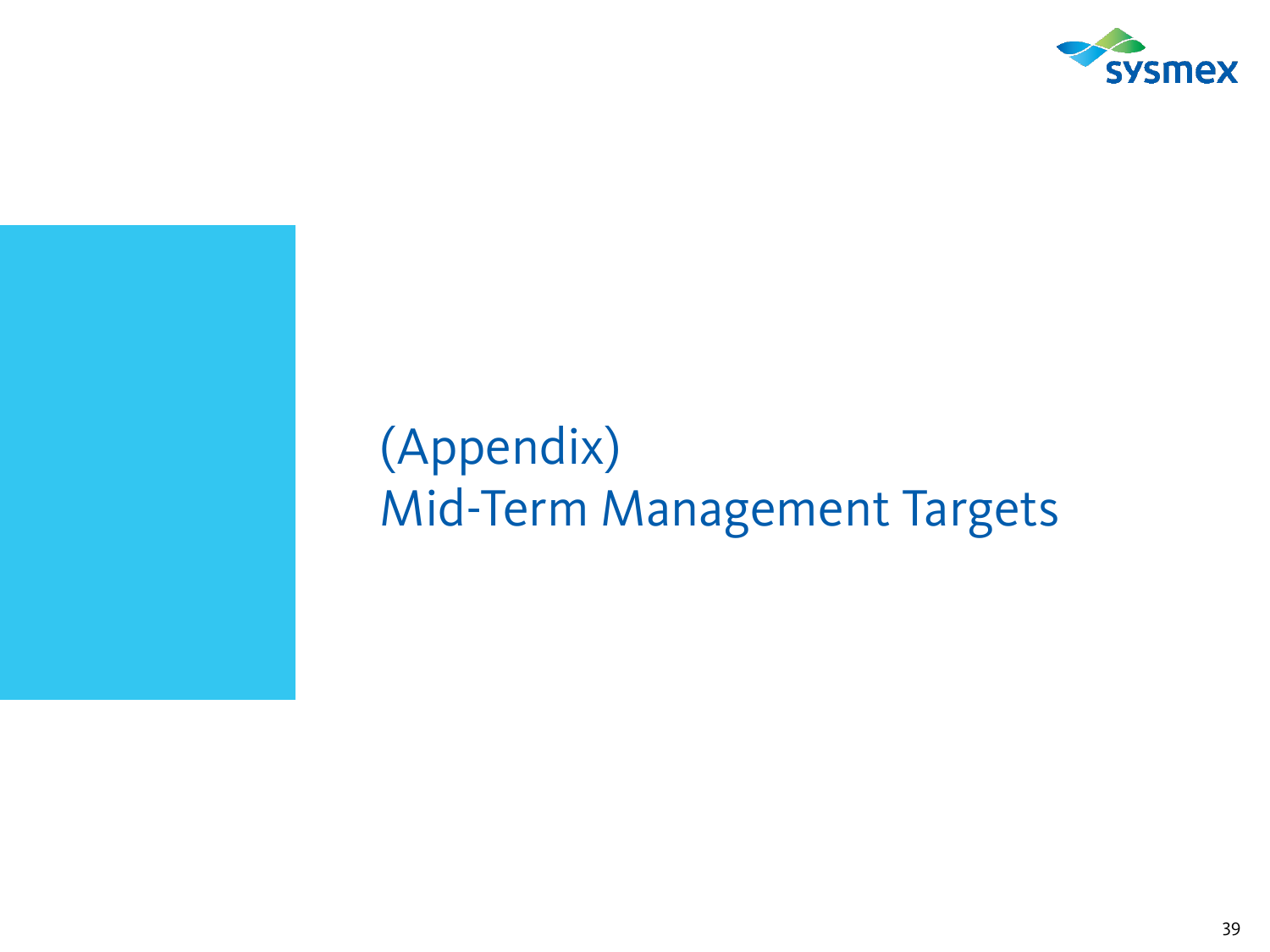# (Appendix) Mid-Term Management Targets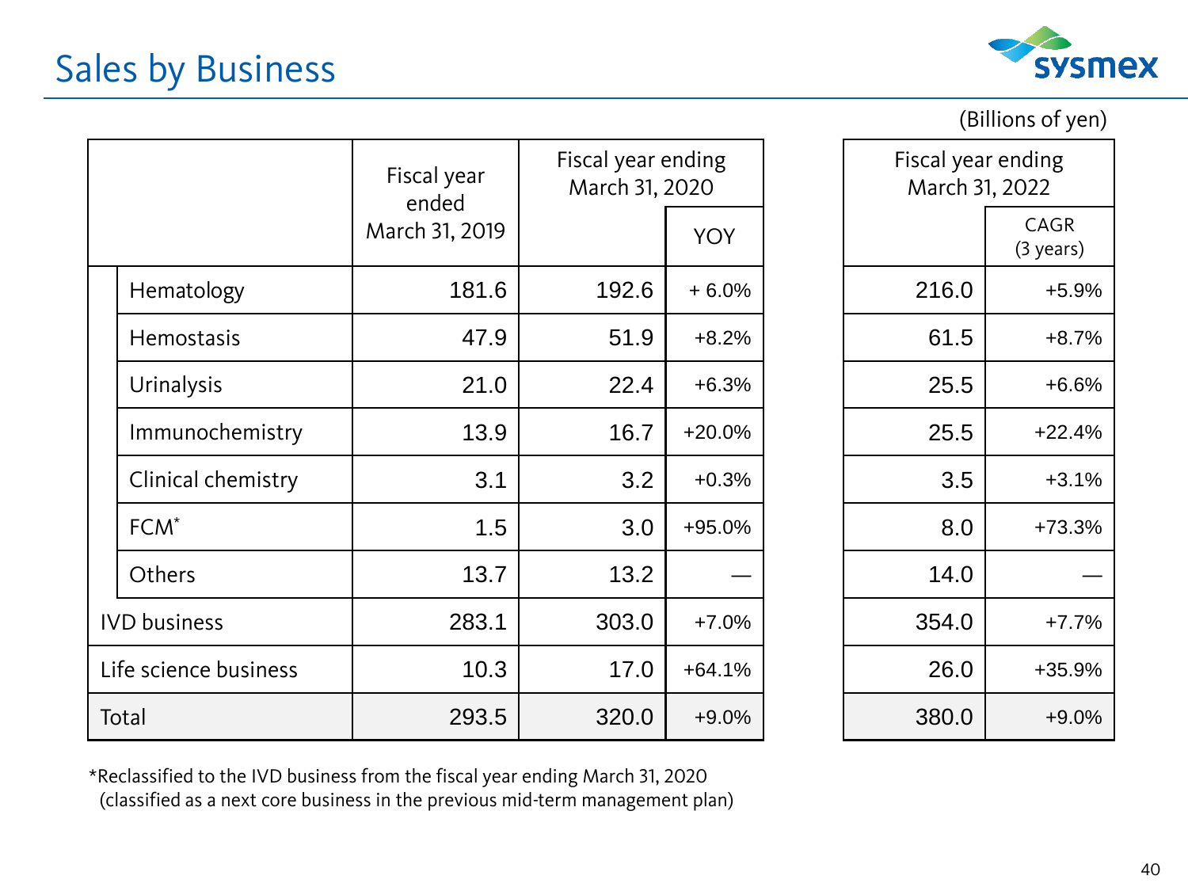## Sales by Business

(Billions of yen)

| | Fiscal year ended March 31, 2019 | Fiscal year ending March 31, 2020 | | Fiscal year ending March 31, 2022 | |
|---|---|---|---|---|---|
| | | | YOY | | CAGR (3 years) |
| Hematology | 181.6 | 192.6 | + 6.0% | 216.0 | +5.9% |
| Hemostasis | 47.9 | 51.9 | +8.2% | 61.5 | +8.7% |
| Urinalysis | 21.0 | 22.4 | +6.3% | 25.5 | +6.6% |
| Immunochemistry | 13.9 | 16.7 | +20.0% | 25.5 | +22.4% |
| Clinical chemistry | 3.1 | 3.2 | +0.3% | 3.5 | +3.1% |
| FCM* | 1.5 | 3.0 | +95.0% | 8.0 | +73.3% |
| Others | 13.7 | 13.2 | — | 14.0 | — |
| IVD business | 283.1 | 303.0 | +7.0% | 354.0 | +7.7% |
| Life science business | 10.3 | 17.0 | +64.1% | 26.0 | +35.9% |
| Total | 293.5 | 320.0 | +9.0% | 380.0 | +9.0% |

*Reclassified to the IVD business from the fiscal year ending March 31, 2020 (classified as a next core business in the previous mid-term management plan)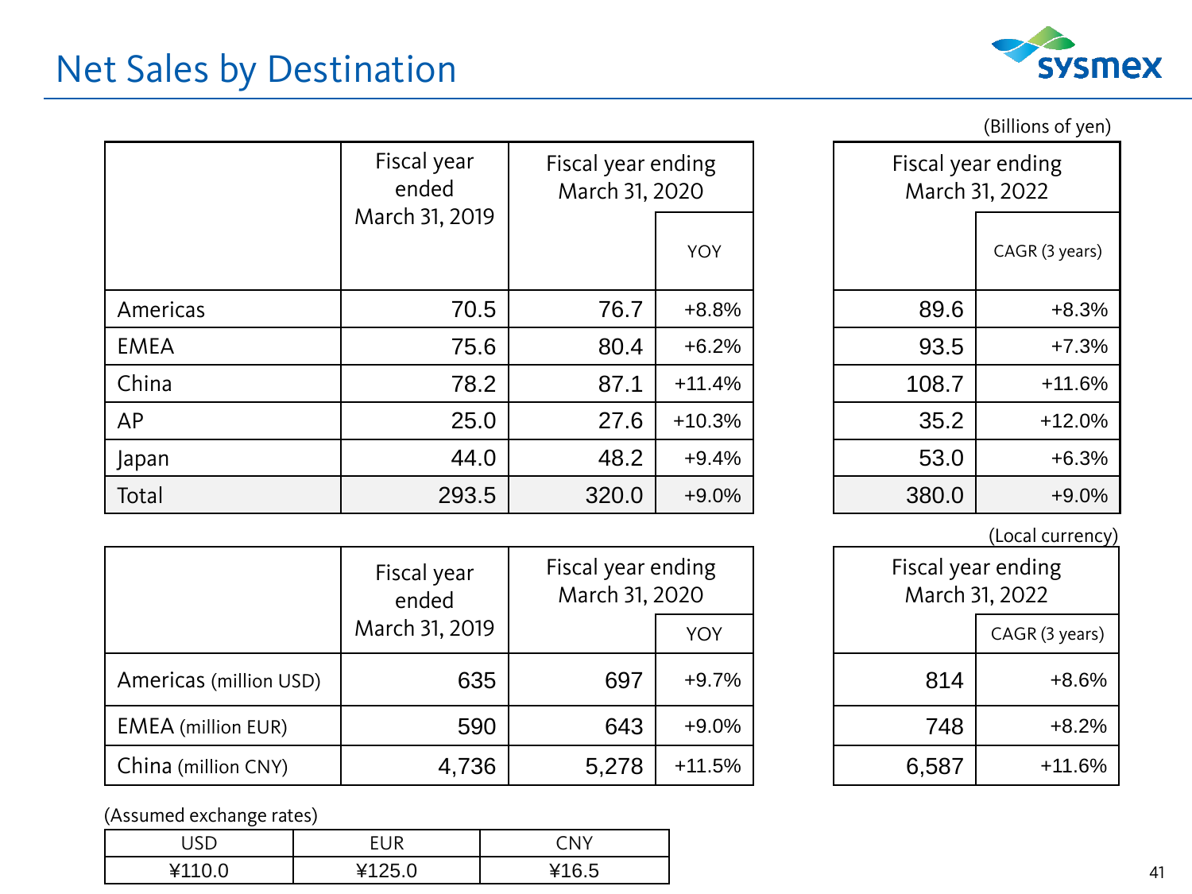# Net Sales by Destination

(Billions of yen)

| | Fiscal year ended March 31, 2019 | Fiscal year ending March 31, 2020 | | Fiscal year ending March 31, 2022 | |
|---|---|---|---|---|---|
| | | | YOY | | CAGR (3 years) |
| Americas | 70.5 | 76.7 | +8.8% | 89.6 | +8.3% |
| EMEA | 75.6 | 80.4 | +6.2% | 93.5 | +7.3% |
| China | 78.2 | 87.1 | +11.4% | 108.7 | +11.6% |
| AP | 25.0 | 27.6 | +10.3% | 35.2 | +12.0% |
| Japan | 44.0 | 48.2 | +9.4% | 53.0 | +6.3% |
| Total | 293.5 | 320.0 | +9.0% | 380.0 | +9.0% |

(Local currency)

| | Fiscal year ended March 31, 2019 | Fiscal year ending March 31, 2020 | | Fiscal year ending March 31, 2022 | |
|---|---|---|---|---|---|
| | | | YOY | | CAGR (3 years) |
| Americas (million USD) | 635 | 697 | +9.7% | 814 | +8.6% |
| EMEA (million EUR) | 590 | 643 | +9.0% | 748 | +8.2% |
| China (million CNY) | 4,736 | 5,278 | +11.5% | 6,587 | +11.6% |

(Assumed exchange rates)

| USD | EUR | CNY |
|---|---|---|
| ¥110.0 | ¥125.0 | ¥16.5 |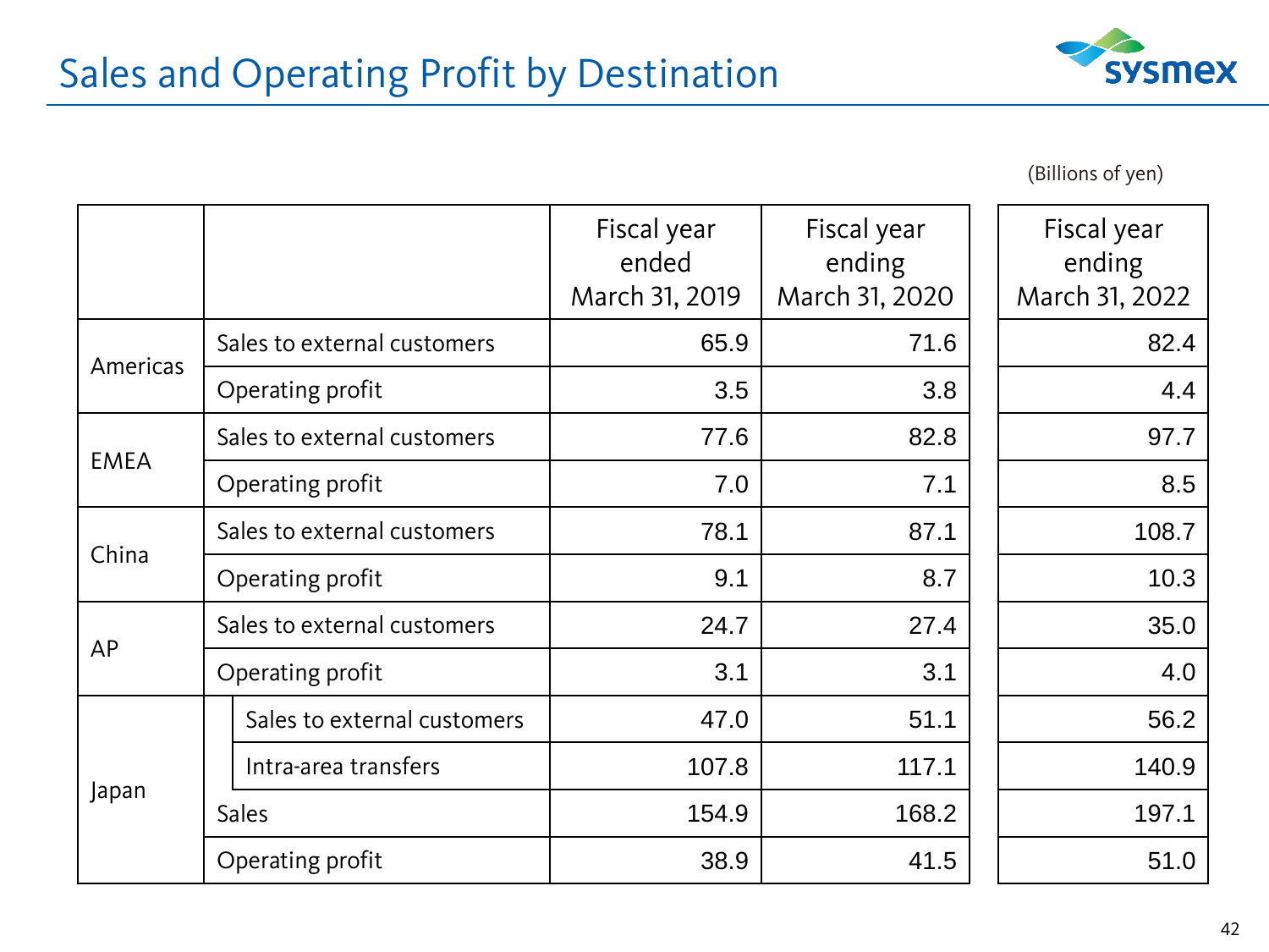# Sales and Operating Profit by Destination

(Billions of yen)

| | | Fiscal year ended March 31, 2019 | Fiscal year ending March 31, 2020 | Fiscal year ending March 31, 2022 |
|---|---|---|---|---|
| Americas | Sales to external customers | 65.9 | 71.6 | 82.4 |
| | Operating profit | 3.5 | 3.8 | 4.4 |
| EMEA | Sales to external customers | 77.6 | 82.8 | 97.7 |
| | Operating profit | 7.0 | 7.1 | 8.5 |
| China | Sales to external customers | 78.1 | 87.1 | 108.7 |
| | Operating profit | 9.1 | 8.7 | 10.3 |
| AP | Sales to external customers | 24.7 | 27.4 | 35.0 |
| | Operating profit | 3.1 | 3.1 | 4.0 |
| Japan | Sales to external customers | 47.0 | 51.1 | 56.2 |
| | Intra-area transfers | 107.8 | 117.1 | 140.9 |
| | Sales | 154.9 | 168.2 | 197.1 |
| | Operating profit | 38.9 | 41.5 | 51.0 |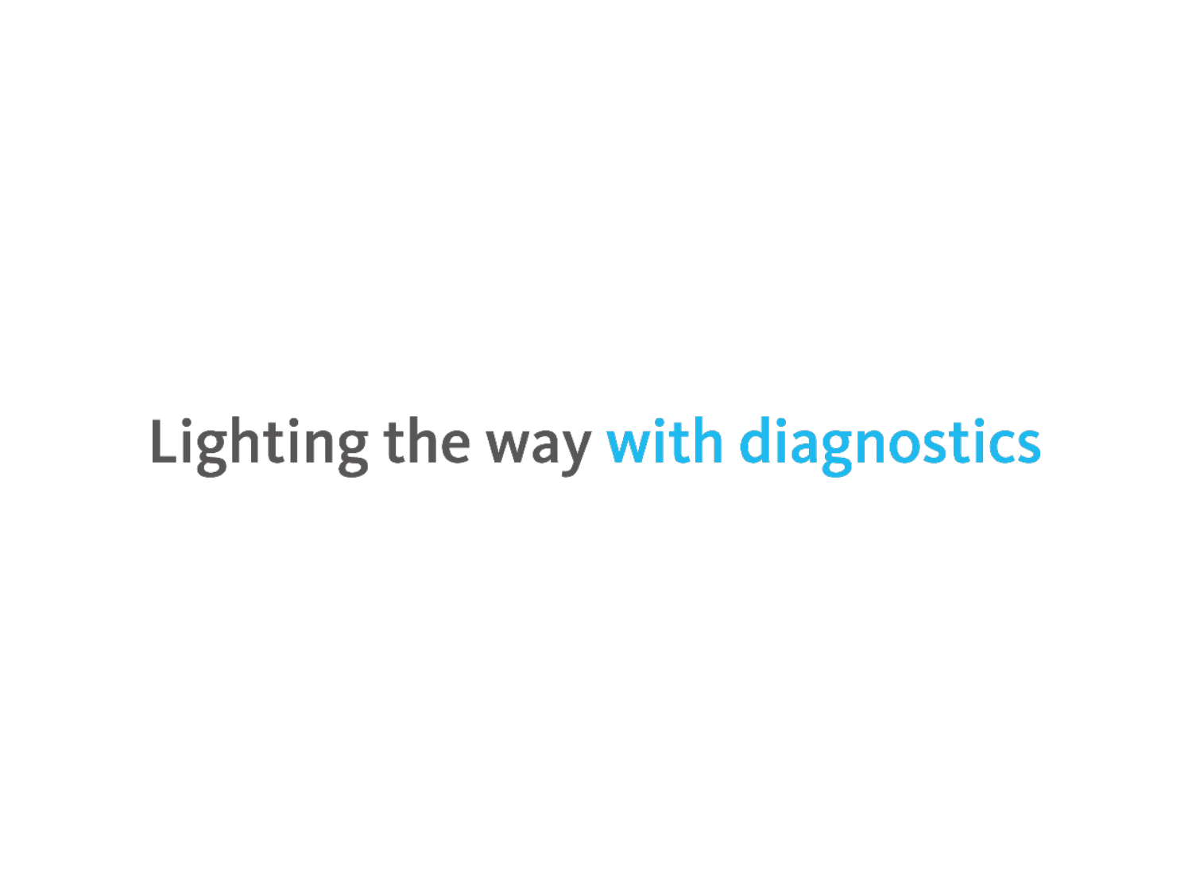Lighting the way with diagnostics